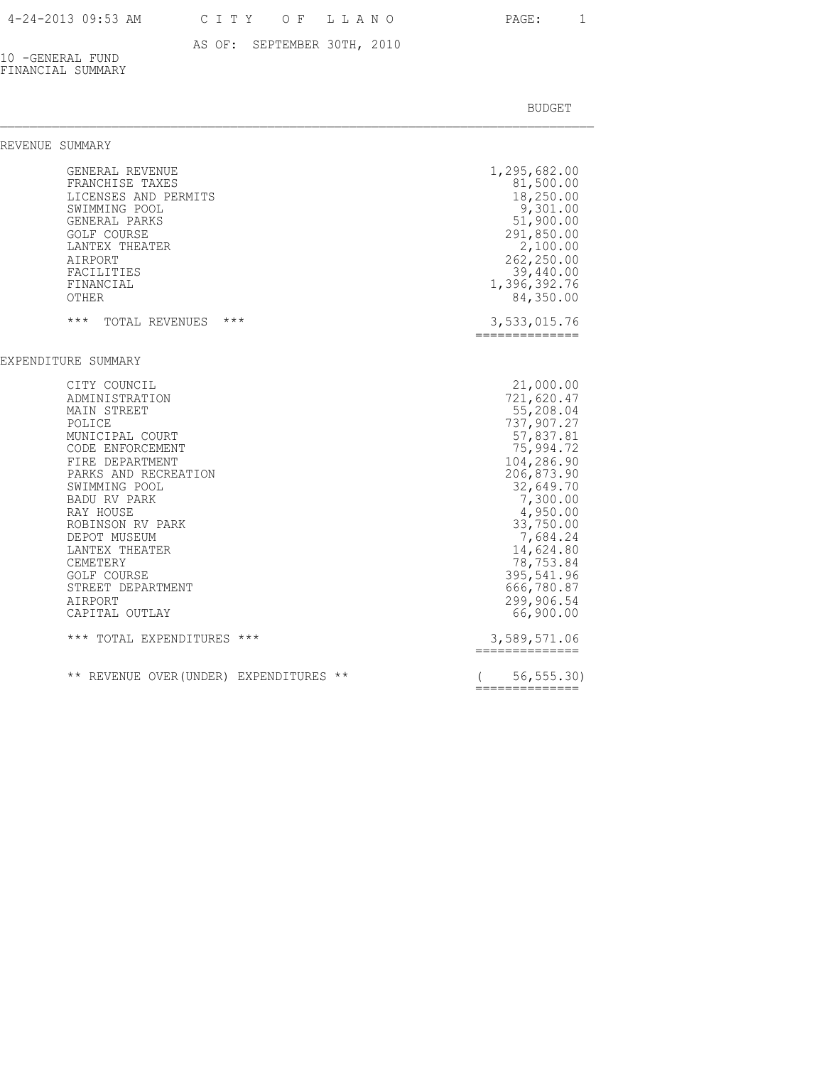# CITY OF LLANO

AS OF: SEPTEMBER 30TH, 2010

10 -GENERAL FUND
FINANCIAL SUMMARY

| | BUDGET |
|---|---|
| **REVENUE SUMMARY** | |
| GENERAL REVENUE | 1,295,682.00 |
| FRANCHISE TAXES | 81,500.00 |
| LICENSES AND PERMITS | 18,250.00 |
| SWIMMING POOL | 9,301.00 |
| GENERAL PARKS | 51,900.00 |
| GOLF COURSE | 291,850.00 |
| LANTEX THEATER | 2,100.00 |
| AIRPORT | 262,250.00 |
| FACILITIES | 39,440.00 |
| FINANCIAL | 1,396,392.76 |
| OTHER | 84,350.00 |
| *** TOTAL REVENUES *** | 3,533,015.76 |
| **EXPENDITURE SUMMARY** | |
| CITY COUNCIL | 21,000.00 |
| ADMINISTRATION | 721,620.47 |
| MAIN STREET | 55,208.04 |
| POLICE | 737,907.27 |
| MUNICIPAL COURT | 57,837.81 |
| CODE ENFORCEMENT | 75,994.72 |
| FIRE DEPARTMENT | 104,286.90 |
| PARKS AND RECREATION | 206,873.90 |
| SWIMMING POOL | 32,649.70 |
| BADU RV PARK | 7,300.00 |
| RAY HOUSE | 4,950.00 |
| ROBINSON RV PARK | 33,750.00 |
| DEPOT MUSEUM | 7,684.24 |
| LANTEX THEATER | 14,624.80 |
| CEMETERY | 78,753.84 |
| GOLF COURSE | 395,541.96 |
| STREET DEPARTMENT | 666,780.87 |
| AIRPORT | 299,906.54 |
| CAPITAL OUTLAY | 66,900.00 |
| *** TOTAL EXPENDITURES *** | 3,589,571.06 |
| ** REVENUE OVER(UNDER) EXPENDITURES ** | ( 56,555.30) |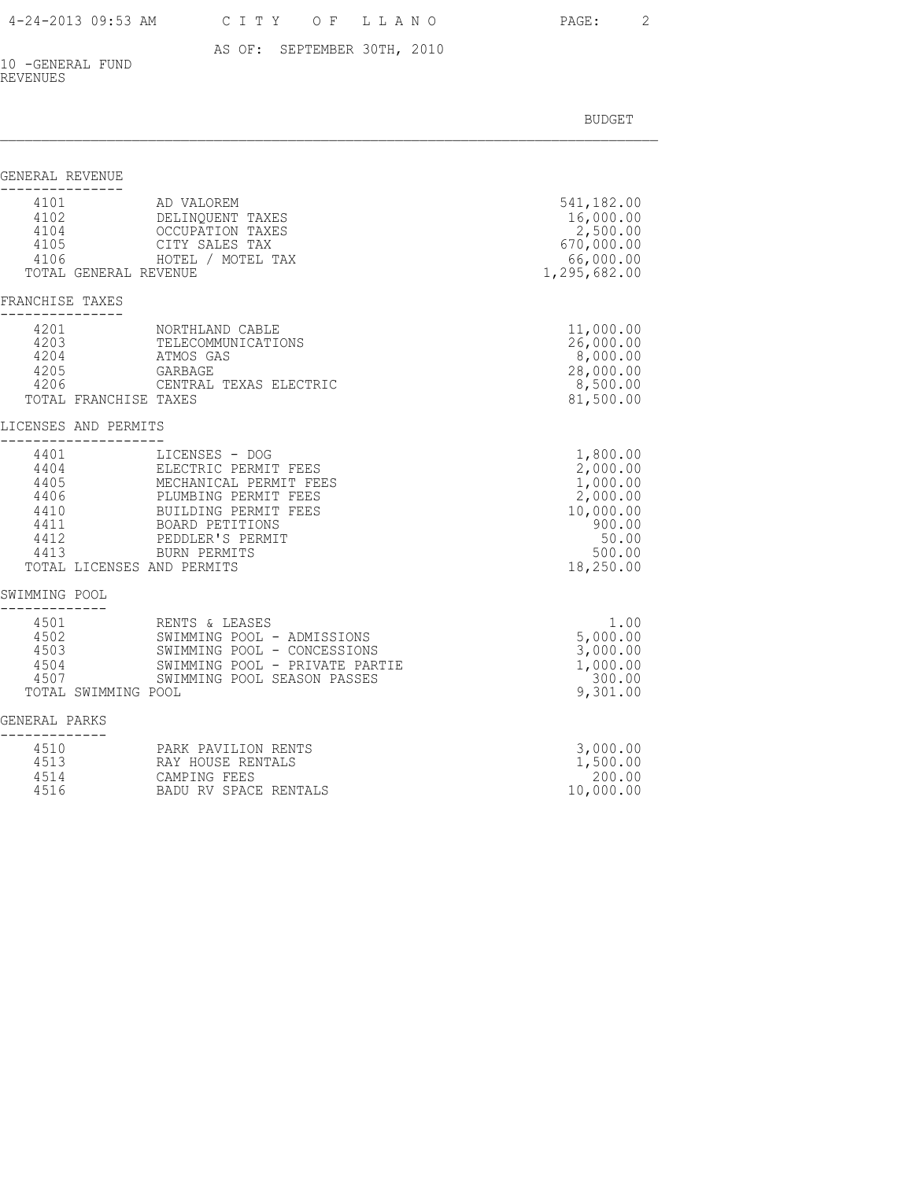AS OF: SEPTEMBER 30TH, 2010

10 -GENERAL FUND
REVENUES

| | | BUDGET |
|---|---|---|
| **GENERAL REVENUE** | | |
| 4101 | AD VALOREM | 541,182.00 |
| 4102 | DELINQUENT TAXES | 16,000.00 |
| 4104 | OCCUPATION TAXES | 2,500.00 |
| 4105 | CITY SALES TAX | 670,000.00 |
| 4106 | HOTEL / MOTEL TAX | 66,000.00 |
| TOTAL GENERAL REVENUE | | 1,295,682.00 |
| **FRANCHISE TAXES** | | |
| 4201 | NORTHLAND CABLE | 11,000.00 |
| 4203 | TELECOMMUNICATIONS | 26,000.00 |
| 4204 | ATMOS GAS | 8,000.00 |
| 4205 | GARBAGE | 28,000.00 |
| 4206 | CENTRAL TEXAS ELECTRIC | 8,500.00 |
| TOTAL FRANCHISE TAXES | | 81,500.00 |
| **LICENSES AND PERMITS** | | |
| 4401 | LICENSES - DOG | 1,800.00 |
| 4404 | ELECTRIC PERMIT FEES | 2,000.00 |
| 4405 | MECHANICAL PERMIT FEES | 1,000.00 |
| 4406 | PLUMBING PERMIT FEES | 2,000.00 |
| 4410 | BUILDING PERMIT FEES | 10,000.00 |
| 4411 | BOARD PETITIONS | 900.00 |
| 4412 | PEDDLER'S PERMIT | 50.00 |
| 4413 | BURN PERMITS | 500.00 |
| TOTAL LICENSES AND PERMITS | | 18,250.00 |
| **SWIMMING POOL** | | |
| 4501 | RENTS & LEASES | 1.00 |
| 4502 | SWIMMING POOL - ADMISSIONS | 5,000.00 |
| 4503 | SWIMMING POOL - CONCESSIONS | 3,000.00 |
| 4504 | SWIMMING POOL - PRIVATE PARTIE | 1,000.00 |
| 4507 | SWIMMING POOL SEASON PASSES | 300.00 |
| TOTAL SWIMMING POOL | | 9,301.00 |
| **GENERAL PARKS** | | |
| 4510 | PARK PAVILION RENTS | 3,000.00 |
| 4513 | RAY HOUSE RENTALS | 1,500.00 |
| 4514 | CAMPING FEES | 200.00 |
| 4516 | BADU RV SPACE RENTALS | 10,000.00 |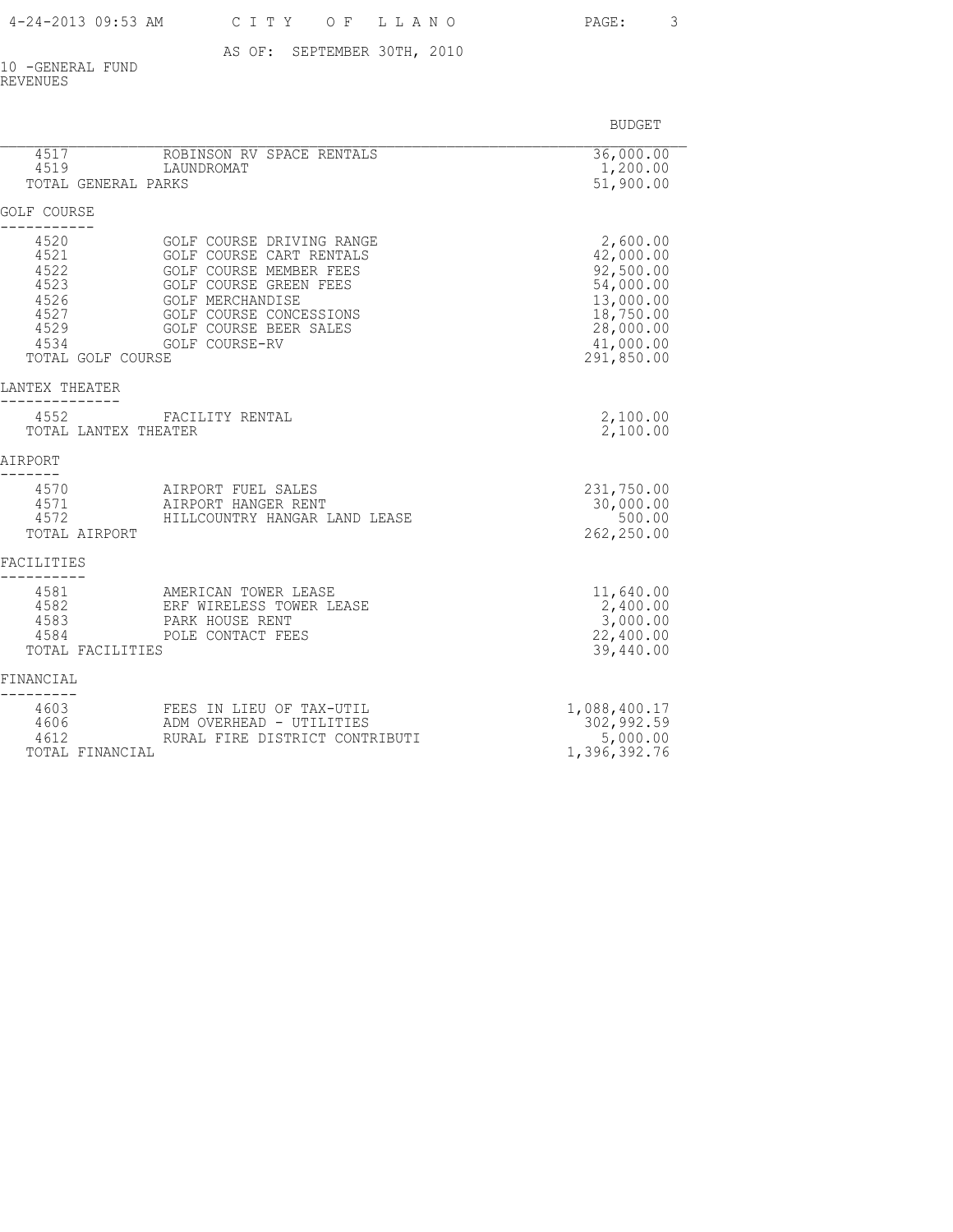AS OF: SEPTEMBER 30TH, 2010

10 -GENERAL FUND
REVENUES

| | | BUDGET |
|---|---|---|
| 4517 | ROBINSON RV SPACE RENTALS | 36,000.00 |
| 4519 | LAUNDROMAT | 1,200.00 |
| TOTAL GENERAL PARKS | | 51,900.00 |

## GOLF COURSE

| | | BUDGET |
|---|---|---|
| 4520 | GOLF COURSE DRIVING RANGE | 2,600.00 |
| 4521 | GOLF COURSE CART RENTALS | 42,000.00 |
| 4522 | GOLF COURSE MEMBER FEES | 92,500.00 |
| 4523 | GOLF COURSE GREEN FEES | 54,000.00 |
| 4526 | GOLF MERCHANDISE | 13,000.00 |
| 4527 | GOLF COURSE CONCESSIONS | 18,750.00 |
| 4529 | GOLF COURSE BEER SALES | 28,000.00 |
| 4534 | GOLF COURSE-RV | 41,000.00 |
| TOTAL GOLF COURSE | | 291,850.00 |

## LANTEX THEATER

| | | BUDGET |
|---|---|---|
| 4552 | FACILITY RENTAL | 2,100.00 |
| TOTAL LANTEX THEATER | | 2,100.00 |

## AIRPORT

| | | BUDGET |
|---|---|---|
| 4570 | AIRPORT FUEL SALES | 231,750.00 |
| 4571 | AIRPORT HANGER RENT | 30,000.00 |
| 4572 | HILLCOUNTRY HANGAR LAND LEASE | 500.00 |
| TOTAL AIRPORT | | 262,250.00 |

## FACILITIES

| | | BUDGET |
|---|---|---|
| 4581 | AMERICAN TOWER LEASE | 11,640.00 |
| 4582 | ERF WIRELESS TOWER LEASE | 2,400.00 |
| 4583 | PARK HOUSE RENT | 3,000.00 |
| 4584 | POLE CONTACT FEES | 22,400.00 |
| TOTAL FACILITIES | | 39,440.00 |

## FINANCIAL

| | | BUDGET |
|---|---|---|
| 4603 | FEES IN LIEU OF TAX-UTIL | 1,088,400.17 |
| 4606 | ADM OVERHEAD - UTILITIES | 302,992.59 |
| 4612 | RURAL FIRE DISTRICT CONTRIBUTI | 5,000.00 |
| TOTAL FINANCIAL | | 1,396,392.76 |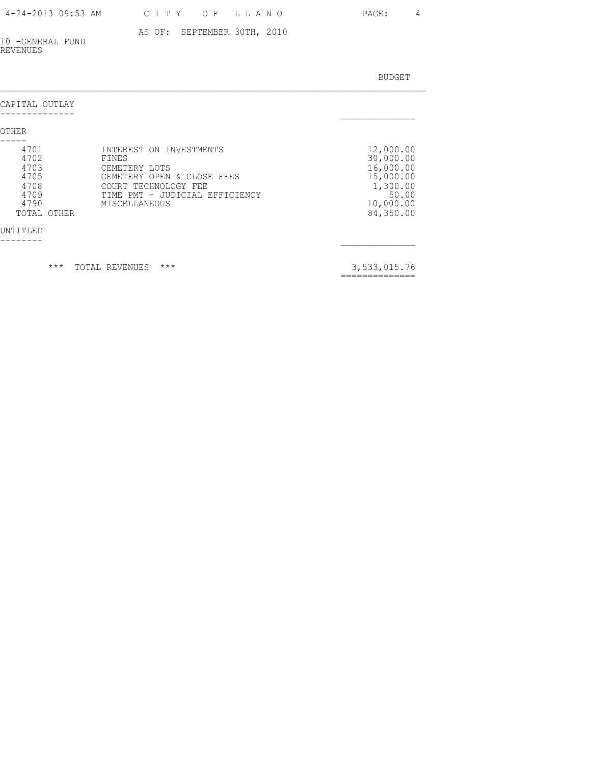10 -GENERAL FUND
REVENUES

AS OF: SEPTEMBER 30TH, 2010

| | | BUDGET |
|---|---|---|
| **CAPITAL OUTLAY** | | |
| **OTHER** | | |
| 4701 | INTEREST ON INVESTMENTS | 12,000.00 |
| 4702 | FINES | 30,000.00 |
| 4703 | CEMETERY LOTS | 16,000.00 |
| 4705 | CEMETERY OPEN & CLOSE FEES | 15,000.00 |
| 4708 | COURT TECHNOLOGY FEE | 1,300.00 |
| 4709 | TIME PMT - JUDICIAL EFFICIENCY | 50.00 |
| 4790 | MISCELLANEOUS | 10,000.00 |
| TOTAL OTHER | | 84,350.00 |
| **UNTITLED** | | |
| | *** TOTAL REVENUES *** | 3,533,015.76 |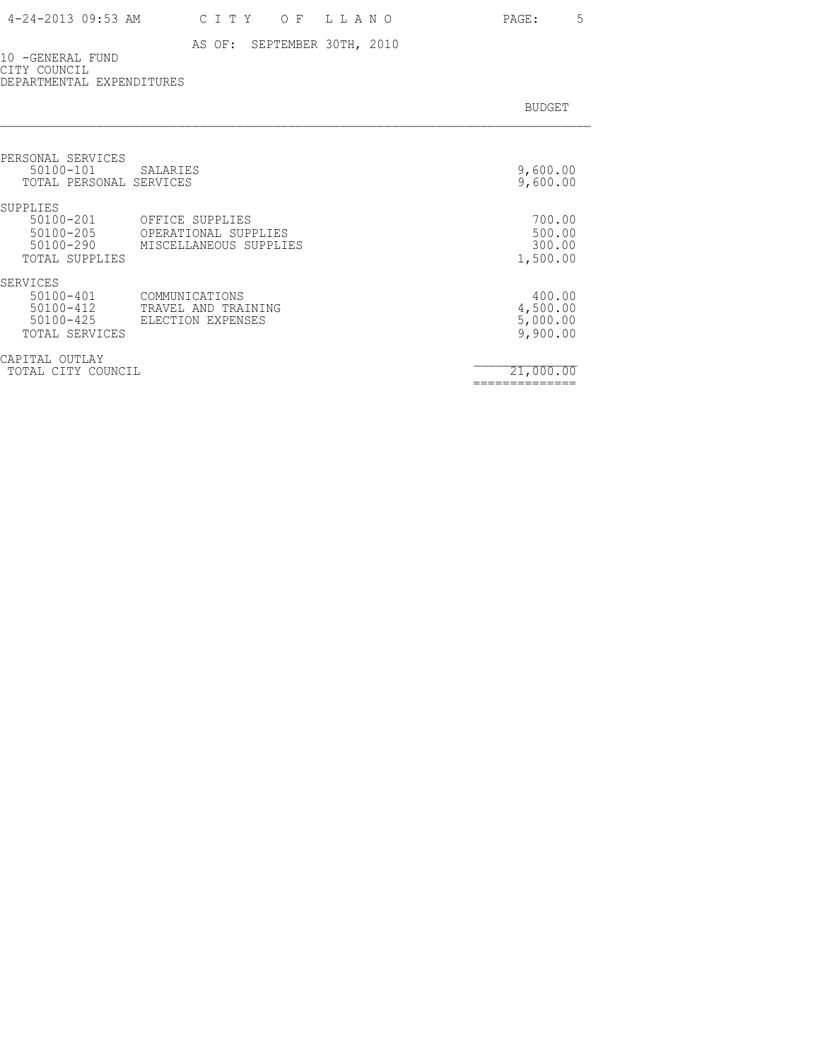AS OF: SEPTEMBER 30TH, 2010

10 -GENERAL FUND
CITY COUNCIL
DEPARTMENTAL EXPENDITURES

| | | BUDGET |
|---|---|---:|
| PERSONAL SERVICES | | |
| 50100-101 | SALARIES | 9,600.00 |
| TOTAL PERSONAL SERVICES | | 9,600.00 |
| SUPPLIES | | |
| 50100-201 | OFFICE SUPPLIES | 700.00 |
| 50100-205 | OPERATIONAL SUPPLIES | 500.00 |
| 50100-290 | MISCELLANEOUS SUPPLIES | 300.00 |
| TOTAL SUPPLIES | | 1,500.00 |
| SERVICES | | |
| 50100-401 | COMMUNICATIONS | 400.00 |
| 50100-412 | TRAVEL AND TRAINING | 4,500.00 |
| 50100-425 | ELECTION EXPENSES | 5,000.00 |
| TOTAL SERVICES | | 9,900.00 |
| CAPITAL OUTLAY | | |
| TOTAL CITY COUNCIL | | 21,000.00 |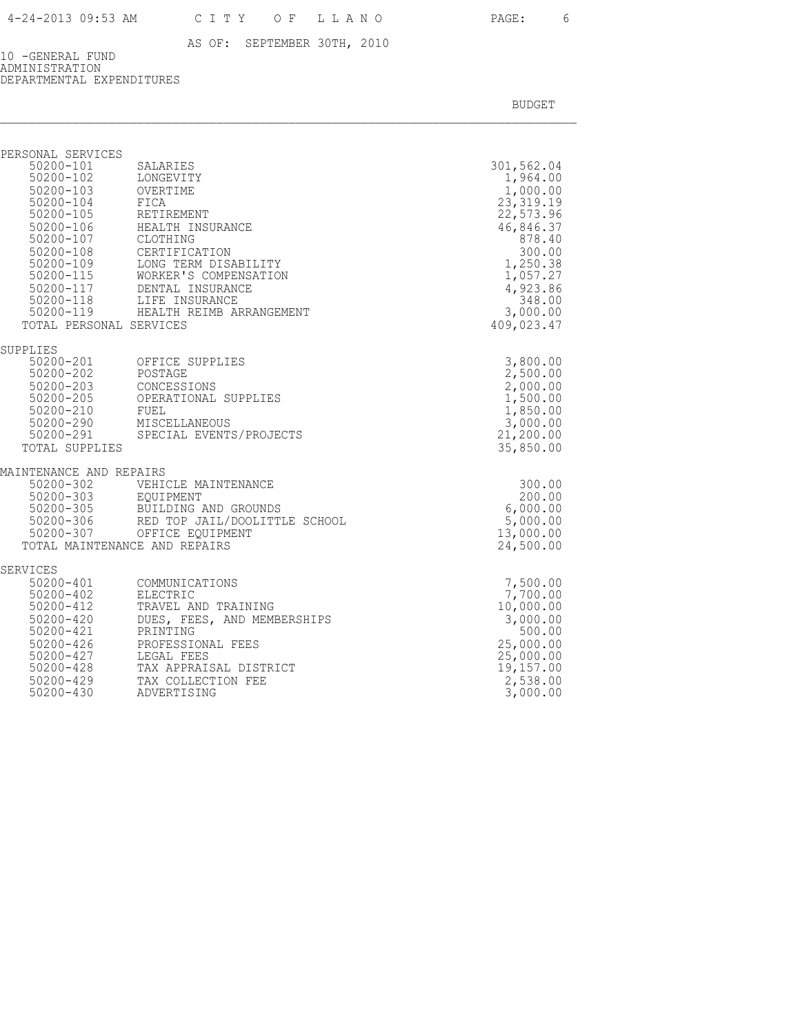AS OF: SEPTEMBER 30TH, 2010

10 -GENERAL FUND
ADMINISTRATION
DEPARTMENTAL EXPENDITURES

| | | BUDGET |
|---|---|---|
| **PERSONAL SERVICES** | | |
| 50200-101 | SALARIES | 301,562.04 |
| 50200-102 | LONGEVITY | 1,964.00 |
| 50200-103 | OVERTIME | 1,000.00 |
| 50200-104 | FICA | 23,319.19 |
| 50200-105 | RETIREMENT | 22,573.96 |
| 50200-106 | HEALTH INSURANCE | 46,846.37 |
| 50200-107 | CLOTHING | 878.40 |
| 50200-108 | CERTIFICATION | 300.00 |
| 50200-109 | LONG TERM DISABILITY | 1,250.38 |
| 50200-115 | WORKER'S COMPENSATION | 1,057.27 |
| 50200-117 | DENTAL INSURANCE | 4,923.86 |
| 50200-118 | LIFE INSURANCE | 348.00 |
| 50200-119 | HEALTH REIMB ARRANGEMENT | 3,000.00 |
| TOTAL PERSONAL SERVICES | | 409,023.47 |
| **SUPPLIES** | | |
| 50200-201 | OFFICE SUPPLIES | 3,800.00 |
| 50200-202 | POSTAGE | 2,500.00 |
| 50200-203 | CONCESSIONS | 2,000.00 |
| 50200-205 | OPERATIONAL SUPPLIES | 1,500.00 |
| 50200-210 | FUEL | 1,850.00 |
| 50200-290 | MISCELLANEOUS | 3,000.00 |
| 50200-291 | SPECIAL EVENTS/PROJECTS | 21,200.00 |
| TOTAL SUPPLIES | | 35,850.00 |
| **MAINTENANCE AND REPAIRS** | | |
| 50200-302 | VEHICLE MAINTENANCE | 300.00 |
| 50200-303 | EQUIPMENT | 200.00 |
| 50200-305 | BUILDING AND GROUNDS | 6,000.00 |
| 50200-306 | RED TOP JAIL/DOOLITTLE SCHOOL | 5,000.00 |
| 50200-307 | OFFICE EQUIPMENT | 13,000.00 |
| TOTAL MAINTENANCE AND REPAIRS | | 24,500.00 |
| **SERVICES** | | |
| 50200-401 | COMMUNICATIONS | 7,500.00 |
| 50200-402 | ELECTRIC | 7,700.00 |
| 50200-412 | TRAVEL AND TRAINING | 10,000.00 |
| 50200-420 | DUES, FEES, AND MEMBERSHIPS | 3,000.00 |
| 50200-421 | PRINTING | 500.00 |
| 50200-426 | PROFESSIONAL FEES | 25,000.00 |
| 50200-427 | LEGAL FEES | 25,000.00 |
| 50200-428 | TAX APPRAISAL DISTRICT | 19,157.00 |
| 50200-429 | TAX COLLECTION FEE | 2,538.00 |
| 50200-430 | ADVERTISING | 3,000.00 |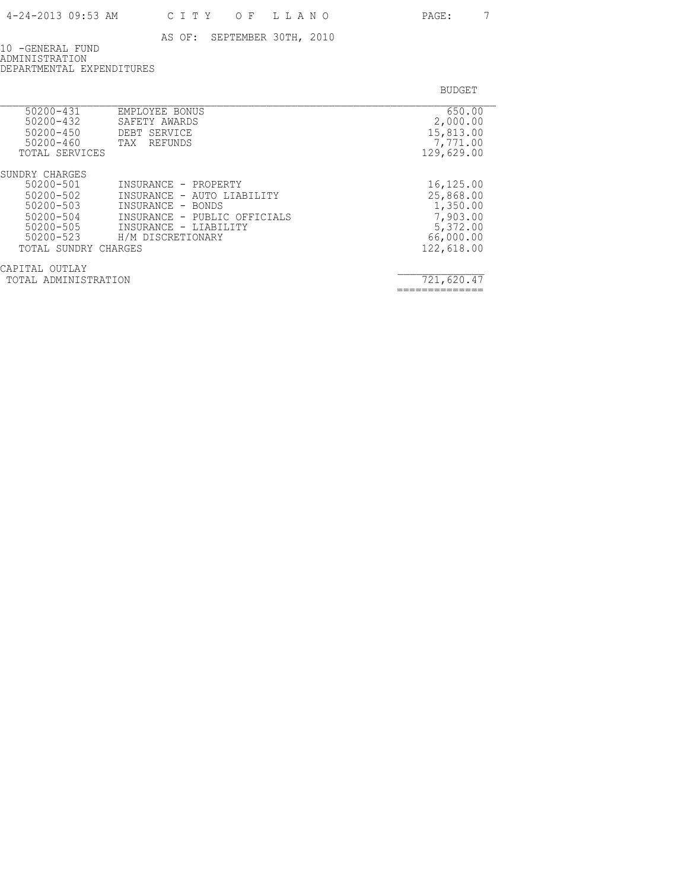AS OF: SEPTEMBER 30TH, 2010

10 -GENERAL FUND
ADMINISTRATION
DEPARTMENTAL EXPENDITURES

| | | BUDGET |
|---|---|---|
| 50200-431 | EMPLOYEE BONUS | 650.00 |
| 50200-432 | SAFETY AWARDS | 2,000.00 |
| 50200-450 | DEBT SERVICE | 15,813.00 |
| 50200-460 | TAX REFUNDS | 7,771.00 |
| TOTAL SERVICES | | 129,629.00 |
| SUNDRY CHARGES | | |
| 50200-501 | INSURANCE - PROPERTY | 16,125.00 |
| 50200-502 | INSURANCE - AUTO LIABILITY | 25,868.00 |
| 50200-503 | INSURANCE - BONDS | 1,350.00 |
| 50200-504 | INSURANCE - PUBLIC OFFICIALS | 7,903.00 |
| 50200-505 | INSURANCE - LIABILITY | 5,372.00 |
| 50200-523 | H/M DISCRETIONARY | 66,000.00 |
| TOTAL SUNDRY CHARGES | | 122,618.00 |
| CAPITAL OUTLAY | | |
| TOTAL ADMINISTRATION | | 721,620.47 |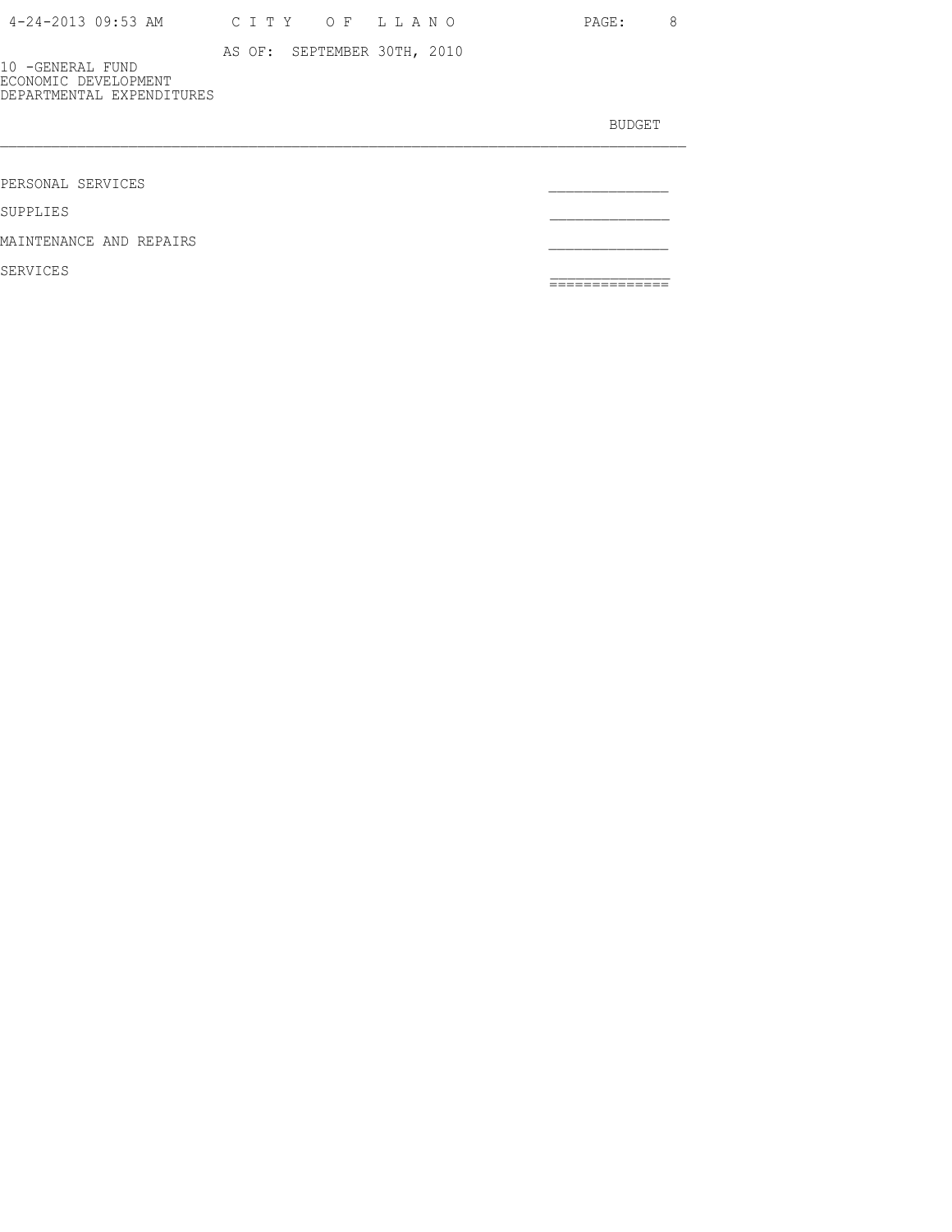AS OF: SEPTEMBER 30TH, 2010

10 -GENERAL FUND
ECONOMIC DEVELOPMENT
DEPARTMENTAL EXPENDITURES

| | BUDGET |
|---|---|
| PERSONAL SERVICES | |
| SUPPLIES | |
| MAINTENANCE AND REPAIRS | |
| SERVICES | |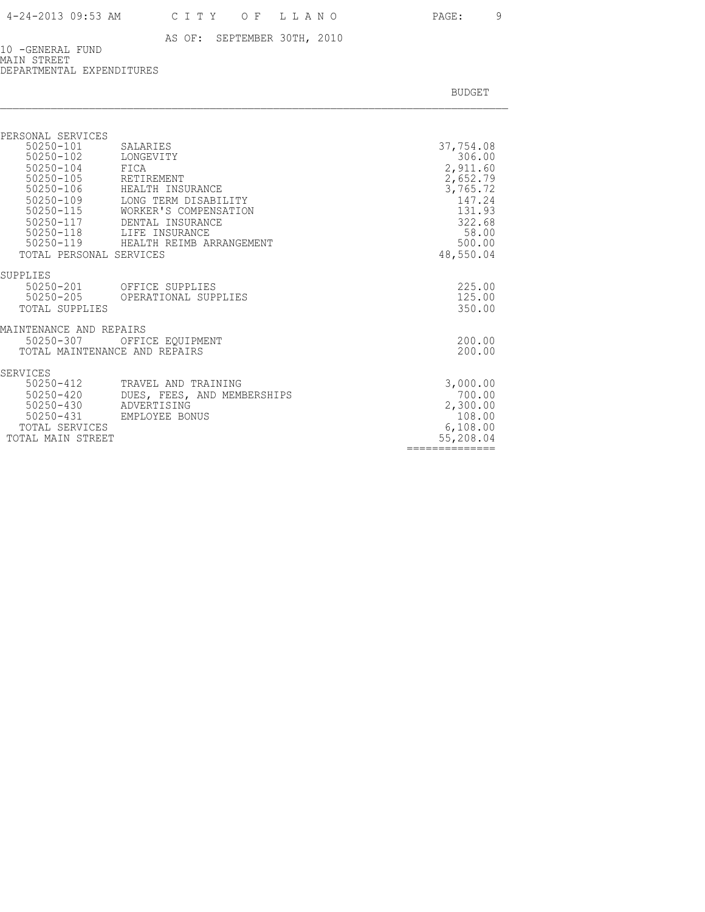AS OF: SEPTEMBER 30TH, 2010

10 -GENERAL FUND
MAIN STREET
DEPARTMENTAL EXPENDITURES

| | | BUDGET |
|---|---|---|
| **PERSONAL SERVICES** | | |
| 50250-101 | SALARIES | 37,754.08 |
| 50250-102 | LONGEVITY | 306.00 |
| 50250-104 | FICA | 2,911.60 |
| 50250-105 | RETIREMENT | 2,652.79 |
| 50250-106 | HEALTH INSURANCE | 3,765.72 |
| 50250-109 | LONG TERM DISABILITY | 147.24 |
| 50250-115 | WORKER'S COMPENSATION | 131.93 |
| 50250-117 | DENTAL INSURANCE | 322.68 |
| 50250-118 | LIFE INSURANCE | 58.00 |
| 50250-119 | HEALTH REIMB ARRANGEMENT | 500.00 |
| TOTAL PERSONAL SERVICES | | 48,550.04 |
| **SUPPLIES** | | |
| 50250-201 | OFFICE SUPPLIES | 225.00 |
| 50250-205 | OPERATIONAL SUPPLIES | 125.00 |
| TOTAL SUPPLIES | | 350.00 |
| **MAINTENANCE AND REPAIRS** | | |
| 50250-307 | OFFICE EQUIPMENT | 200.00 |
| TOTAL MAINTENANCE AND REPAIRS | | 200.00 |
| **SERVICES** | | |
| 50250-412 | TRAVEL AND TRAINING | 3,000.00 |
| 50250-420 | DUES, FEES, AND MEMBERSHIPS | 700.00 |
| 50250-430 | ADVERTISING | 2,300.00 |
| 50250-431 | EMPLOYEE BONUS | 108.00 |
| TOTAL SERVICES | | 6,108.00 |
| TOTAL MAIN STREET | | 55,208.04 |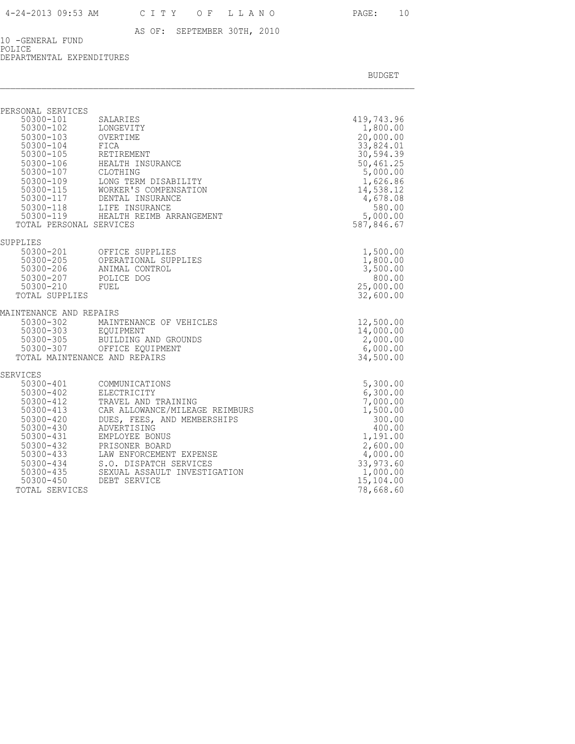AS OF: SEPTEMBER 30TH, 2010

10 -GENERAL FUND
POLICE
DEPARTMENTAL EXPENDITURES

| | | BUDGET |
|---|---|---|
| **PERSONAL SERVICES** | | |
| 50300-101 | SALARIES | 419,743.96 |
| 50300-102 | LONGEVITY | 1,800.00 |
| 50300-103 | OVERTIME | 20,000.00 |
| 50300-104 | FICA | 33,824.01 |
| 50300-105 | RETIREMENT | 30,594.39 |
| 50300-106 | HEALTH INSURANCE | 50,461.25 |
| 50300-107 | CLOTHING | 5,000.00 |
| 50300-109 | LONG TERM DISABILITY | 1,626.86 |
| 50300-115 | WORKER'S COMPENSATION | 14,538.12 |
| 50300-117 | DENTAL INSURANCE | 4,678.08 |
| 50300-118 | LIFE INSURANCE | 580.00 |
| 50300-119 | HEALTH REIMB ARRANGEMENT | 5,000.00 |
| TOTAL PERSONAL SERVICES | | 587,846.67 |
| **SUPPLIES** | | |
| 50300-201 | OFFICE SUPPLIES | 1,500.00 |
| 50300-205 | OPERATIONAL SUPPLIES | 1,800.00 |
| 50300-206 | ANIMAL CONTROL | 3,500.00 |
| 50300-207 | POLICE DOG | 800.00 |
| 50300-210 | FUEL | 25,000.00 |
| TOTAL SUPPLIES | | 32,600.00 |
| **MAINTENANCE AND REPAIRS** | | |
| 50300-302 | MAINTENANCE OF VEHICLES | 12,500.00 |
| 50300-303 | EQUIPMENT | 14,000.00 |
| 50300-305 | BUILDING AND GROUNDS | 2,000.00 |
| 50300-307 | OFFICE EQUIPMENT | 6,000.00 |
| TOTAL MAINTENANCE AND REPAIRS | | 34,500.00 |
| **SERVICES** | | |
| 50300-401 | COMMUNICATIONS | 5,300.00 |
| 50300-402 | ELECTRICITY | 6,300.00 |
| 50300-412 | TRAVEL AND TRAINING | 7,000.00 |
| 50300-413 | CAR ALLOWANCE/MILEAGE REIMBURS | 1,500.00 |
| 50300-420 | DUES, FEES, AND MEMBERSHIPS | 300.00 |
| 50300-430 | ADVERTISING | 400.00 |
| 50300-431 | EMPLOYEE BONUS | 1,191.00 |
| 50300-432 | PRISONER BOARD | 2,600.00 |
| 50300-433 | LAW ENFORCEMENT EXPENSE | 4,000.00 |
| 50300-434 | S.O. DISPATCH SERVICES | 33,973.60 |
| 50300-435 | SEXUAL ASSAULT INVESTIGATION | 1,000.00 |
| 50300-450 | DEBT SERVICE | 15,104.00 |
| TOTAL SERVICES | | 78,668.60 |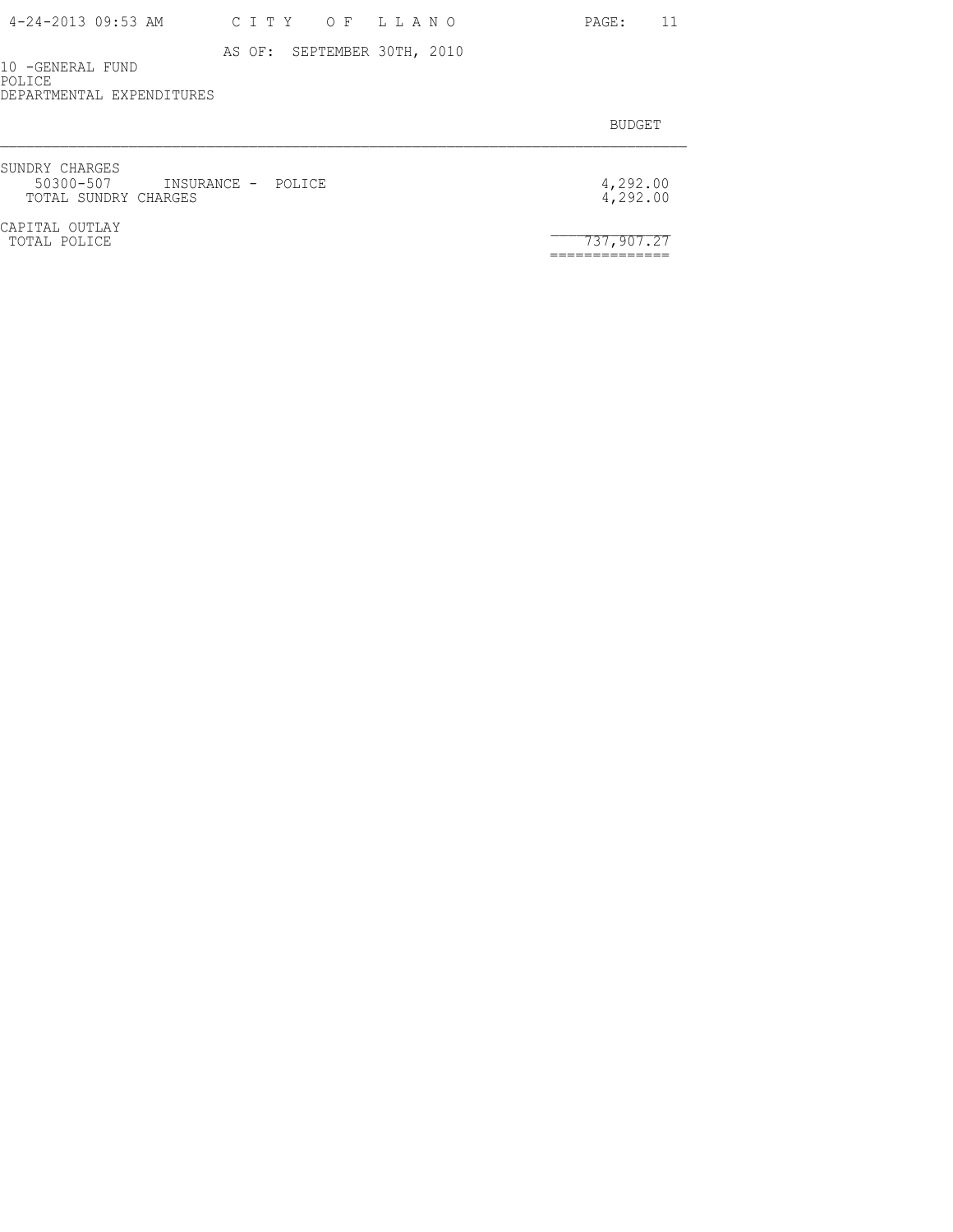AS OF: SEPTEMBER 30TH, 2010

10 -GENERAL FUND
POLICE
DEPARTMENTAL EXPENDITURES

| | | BUDGET |
|---|---|---|
| SUNDRY CHARGES | | |
| 50300-507 | INSURANCE - POLICE | 4,292.00 |
| TOTAL SUNDRY CHARGES | | 4,292.00 |
| CAPITAL OUTLAY | | |
| TOTAL POLICE | | 737,907.27 |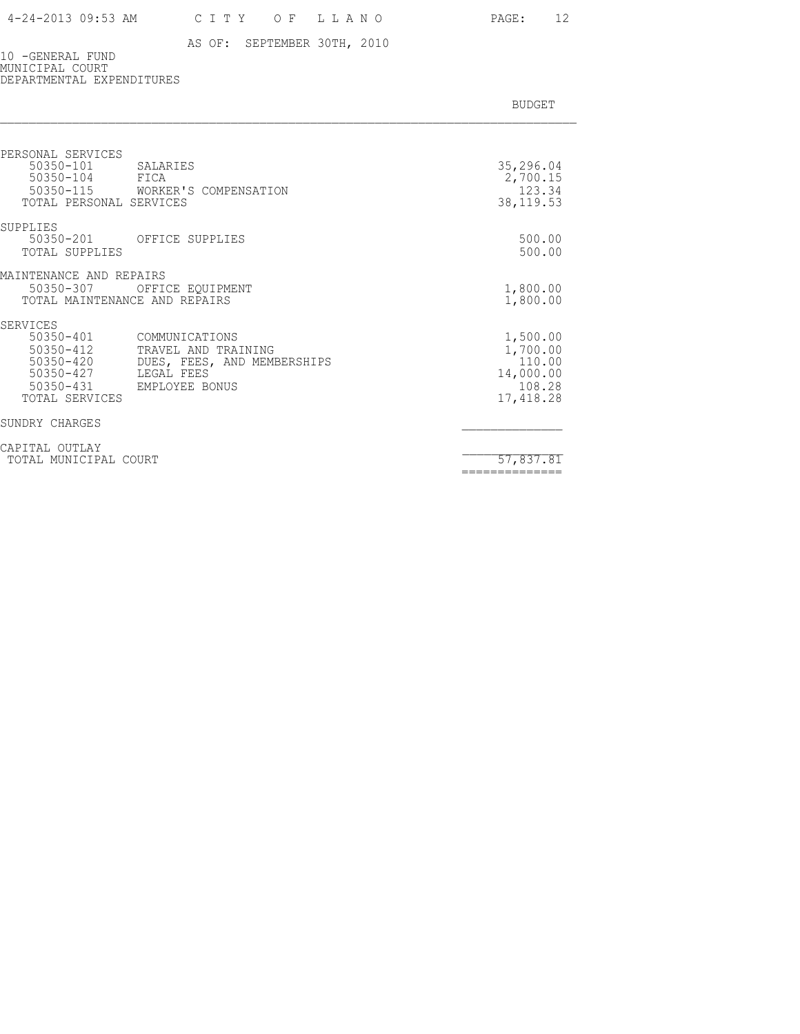AS OF: SEPTEMBER 30TH, 2010

10 -GENERAL FUND
MUNICIPAL COURT
DEPARTMENTAL EXPENDITURES

| | | BUDGET |
|---|---|---|
| **PERSONAL SERVICES** | | |
| 50350-101 | SALARIES | 35,296.04 |
| 50350-104 | FICA | 2,700.15 |
| 50350-115 | WORKER'S COMPENSATION | 123.34 |
| TOTAL PERSONAL SERVICES | | 38,119.53 |
| **SUPPLIES** | | |
| 50350-201 | OFFICE SUPPLIES | 500.00 |
| TOTAL SUPPLIES | | 500.00 |
| **MAINTENANCE AND REPAIRS** | | |
| 50350-307 | OFFICE EQUIPMENT | 1,800.00 |
| TOTAL MAINTENANCE AND REPAIRS | | 1,800.00 |
| **SERVICES** | | |
| 50350-401 | COMMUNICATIONS | 1,500.00 |
| 50350-412 | TRAVEL AND TRAINING | 1,700.00 |
| 50350-420 | DUES, FEES, AND MEMBERSHIPS | 110.00 |
| 50350-427 | LEGAL FEES | 14,000.00 |
| 50350-431 | EMPLOYEE BONUS | 108.28 |
| TOTAL SERVICES | | 17,418.28 |
| **SUNDRY CHARGES** | | |
| **CAPITAL OUTLAY** | | |
| TOTAL MUNICIPAL COURT | | 57,837.81 |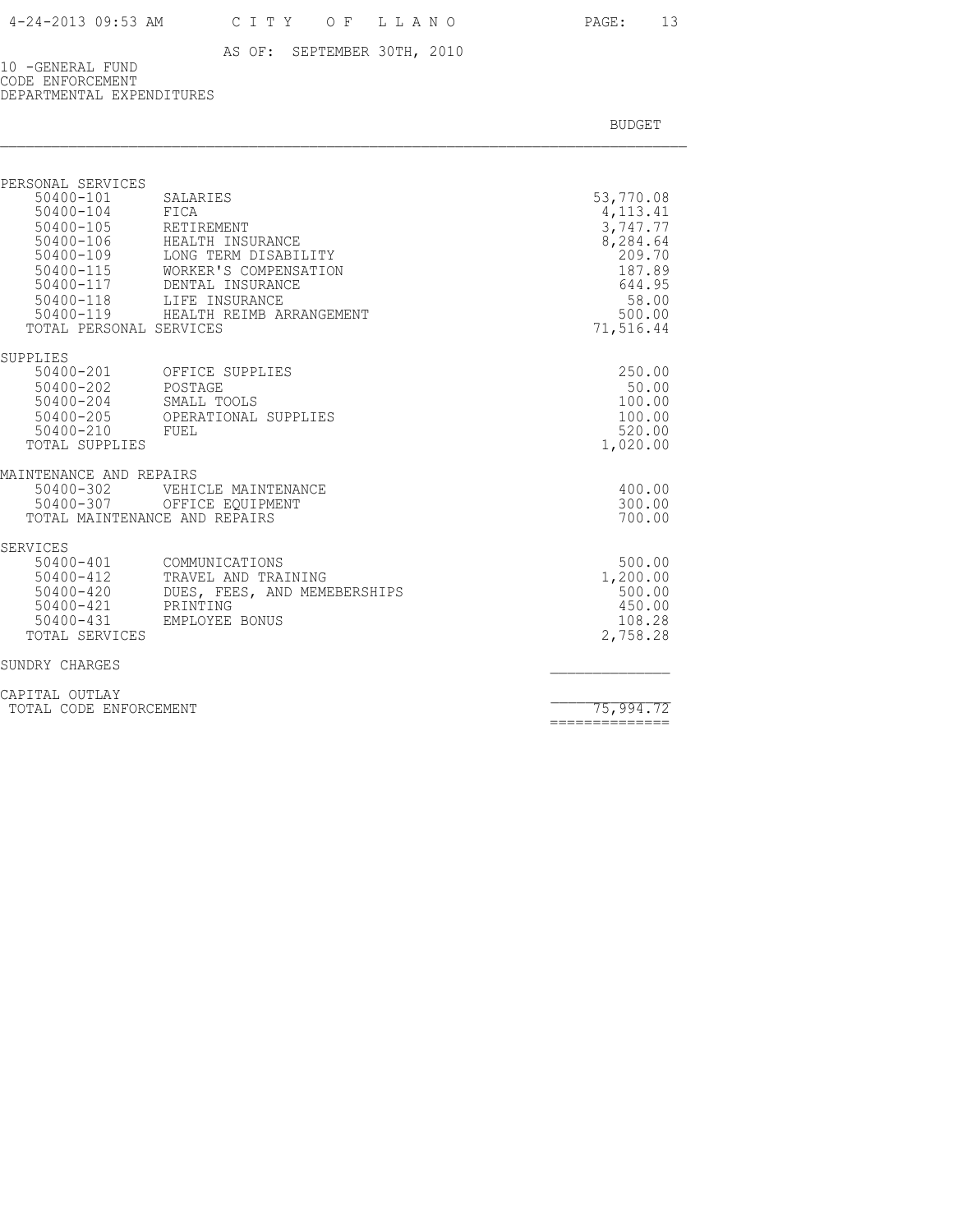AS OF: SEPTEMBER 30TH, 2010

10 -GENERAL FUND
CODE ENFORCEMENT
DEPARTMENTAL EXPENDITURES

| | | BUDGET |
|---|---|---|
| PERSONAL SERVICES | | |
| 50400-101 | SALARIES | 53,770.08 |
| 50400-104 | FICA | 4,113.41 |
| 50400-105 | RETIREMENT | 3,747.77 |
| 50400-106 | HEALTH INSURANCE | 8,284.64 |
| 50400-109 | LONG TERM DISABILITY | 209.70 |
| 50400-115 | WORKER'S COMPENSATION | 187.89 |
| 50400-117 | DENTAL INSURANCE | 644.95 |
| 50400-118 | LIFE INSURANCE | 58.00 |
| 50400-119 | HEALTH REIMB ARRANGEMENT | 500.00 |
| TOTAL PERSONAL SERVICES | | 71,516.44 |
| SUPPLIES | | |
| 50400-201 | OFFICE SUPPLIES | 250.00 |
| 50400-202 | POSTAGE | 50.00 |
| 50400-204 | SMALL TOOLS | 100.00 |
| 50400-205 | OPERATIONAL SUPPLIES | 100.00 |
| 50400-210 | FUEL | 520.00 |
| TOTAL SUPPLIES | | 1,020.00 |
| MAINTENANCE AND REPAIRS | | |
| 50400-302 | VEHICLE MAINTENANCE | 400.00 |
| 50400-307 | OFFICE EQUIPMENT | 300.00 |
| TOTAL MAINTENANCE AND REPAIRS | | 700.00 |
| SERVICES | | |
| 50400-401 | COMMUNICATIONS | 500.00 |
| 50400-412 | TRAVEL AND TRAINING | 1,200.00 |
| 50400-420 | DUES, FEES, AND MEMEBERSHIPS | 500.00 |
| 50400-421 | PRINTING | 450.00 |
| 50400-431 | EMPLOYEE BONUS | 108.28 |
| TOTAL SERVICES | | 2,758.28 |
| SUNDRY CHARGES | | |
| CAPITAL OUTLAY | | |
| TOTAL CODE ENFORCEMENT | | 75,994.72 |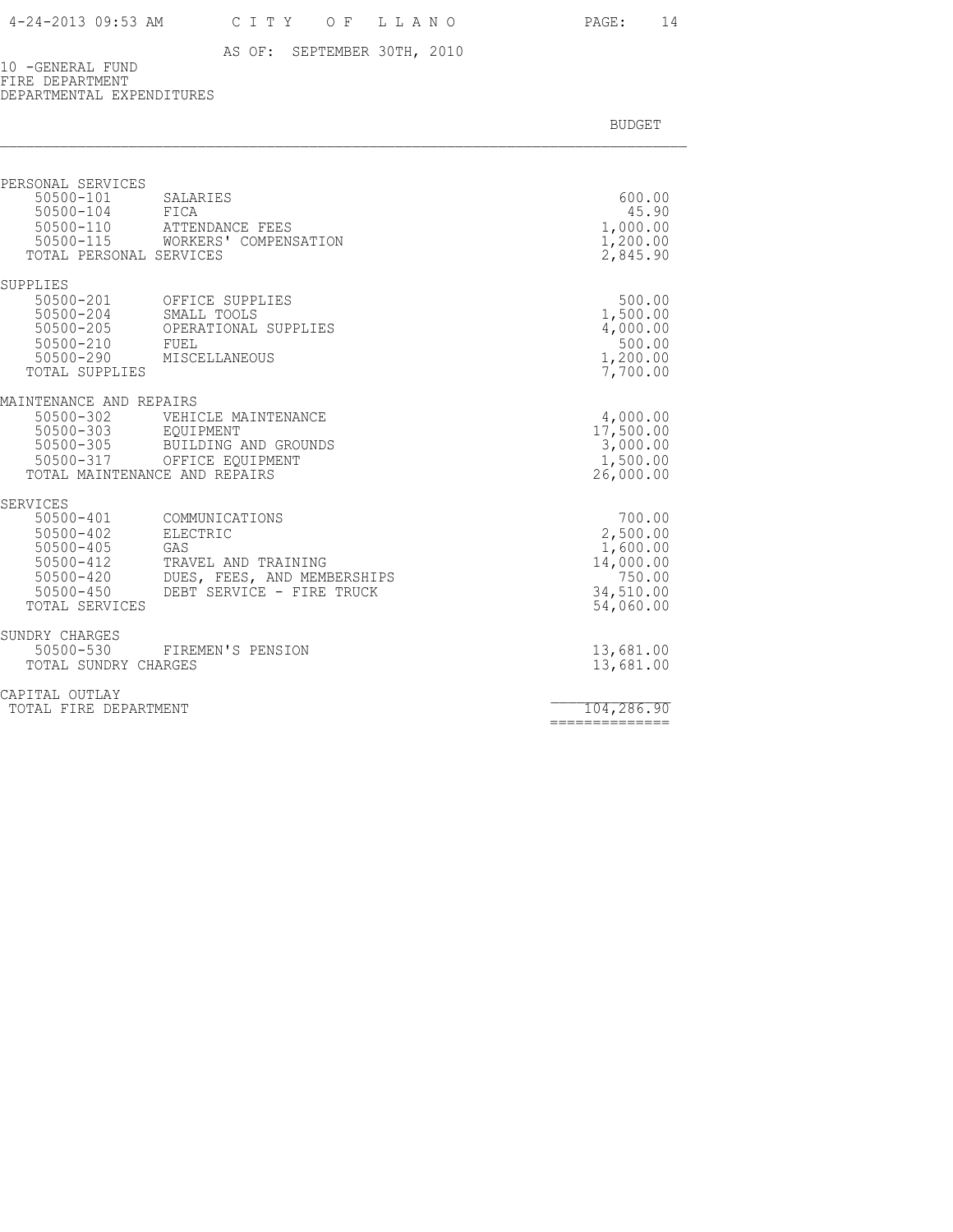AS OF: SEPTEMBER 30TH, 2010

10 -GENERAL FUND
FIRE DEPARTMENT
DEPARTMENTAL EXPENDITURES

| | | BUDGET |
|---|---|---|
| **PERSONAL SERVICES** | | |
| 50500-101 | SALARIES | 600.00 |
| 50500-104 | FICA | 45.90 |
| 50500-110 | ATTENDANCE FEES | 1,000.00 |
| 50500-115 | WORKERS' COMPENSATION | 1,200.00 |
| TOTAL PERSONAL SERVICES | | 2,845.90 |
| **SUPPLIES** | | |
| 50500-201 | OFFICE SUPPLIES | 500.00 |
| 50500-204 | SMALL TOOLS | 1,500.00 |
| 50500-205 | OPERATIONAL SUPPLIES | 4,000.00 |
| 50500-210 | FUEL | 500.00 |
| 50500-290 | MISCELLANEOUS | 1,200.00 |
| TOTAL SUPPLIES | | 7,700.00 |
| **MAINTENANCE AND REPAIRS** | | |
| 50500-302 | VEHICLE MAINTENANCE | 4,000.00 |
| 50500-303 | EQUIPMENT | 17,500.00 |
| 50500-305 | BUILDING AND GROUNDS | 3,000.00 |
| 50500-317 | OFFICE EQUIPMENT | 1,500.00 |
| TOTAL MAINTENANCE AND REPAIRS | | 26,000.00 |
| **SERVICES** | | |
| 50500-401 | COMMUNICATIONS | 700.00 |
| 50500-402 | ELECTRIC | 2,500.00 |
| 50500-405 | GAS | 1,600.00 |
| 50500-412 | TRAVEL AND TRAINING | 14,000.00 |
| 50500-420 | DUES, FEES, AND MEMBERSHIPS | 750.00 |
| 50500-450 | DEBT SERVICE - FIRE TRUCK | 34,510.00 |
| TOTAL SERVICES | | 54,060.00 |
| **SUNDRY CHARGES** | | |
| 50500-530 | FIREMEN'S PENSION | 13,681.00 |
| TOTAL SUNDRY CHARGES | | 13,681.00 |
| **CAPITAL OUTLAY** | | |
| TOTAL FIRE DEPARTMENT | | 104,286.90 |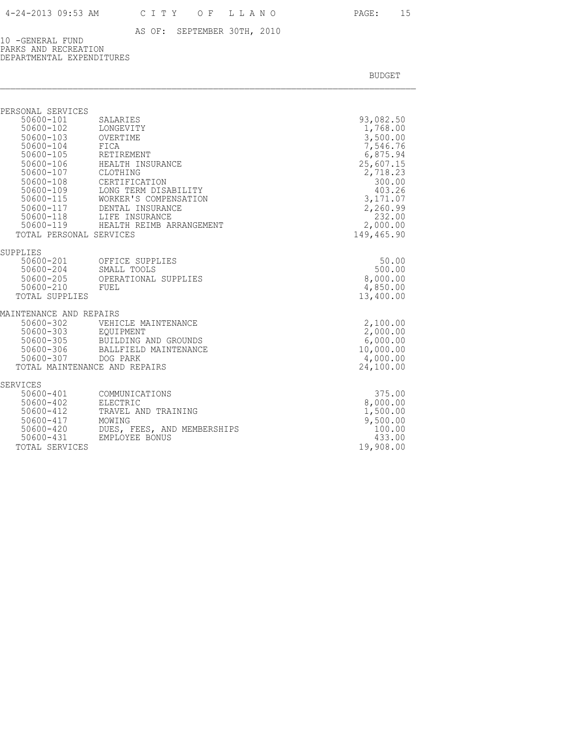AS OF: SEPTEMBER 30TH, 2010

10 -GENERAL FUND
PARKS AND RECREATION
DEPARTMENTAL EXPENDITURES

| | | BUDGET |
|---|---|---|
| **PERSONAL SERVICES** | | |
| 50600-101 | SALARIES | 93,082.50 |
| 50600-102 | LONGEVITY | 1,768.00 |
| 50600-103 | OVERTIME | 3,500.00 |
| 50600-104 | FICA | 7,546.76 |
| 50600-105 | RETIREMENT | 6,875.94 |
| 50600-106 | HEALTH INSURANCE | 25,607.15 |
| 50600-107 | CLOTHING | 2,718.23 |
| 50600-108 | CERTIFICATION | 300.00 |
| 50600-109 | LONG TERM DISABILITY | 403.26 |
| 50600-115 | WORKER'S COMPENSATION | 3,171.07 |
| 50600-117 | DENTAL INSURANCE | 2,260.99 |
| 50600-118 | LIFE INSURANCE | 232.00 |
| 50600-119 | HEALTH REIMB ARRANGEMENT | 2,000.00 |
| TOTAL PERSONAL SERVICES | | 149,465.90 |
| **SUPPLIES** | | |
| 50600-201 | OFFICE SUPPLIES | 50.00 |
| 50600-204 | SMALL TOOLS | 500.00 |
| 50600-205 | OPERATIONAL SUPPLIES | 8,000.00 |
| 50600-210 | FUEL | 4,850.00 |
| TOTAL SUPPLIES | | 13,400.00 |
| **MAINTENANCE AND REPAIRS** | | |
| 50600-302 | VEHICLE MAINTENANCE | 2,100.00 |
| 50600-303 | EQUIPMENT | 2,000.00 |
| 50600-305 | BUILDING AND GROUNDS | 6,000.00 |
| 50600-306 | BALLFIELD MAINTENANCE | 10,000.00 |
| 50600-307 | DOG PARK | 4,000.00 |
| TOTAL MAINTENANCE AND REPAIRS | | 24,100.00 |
| **SERVICES** | | |
| 50600-401 | COMMUNICATIONS | 375.00 |
| 50600-402 | ELECTRIC | 8,000.00 |
| 50600-412 | TRAVEL AND TRAINING | 1,500.00 |
| 50600-417 | MOWING | 9,500.00 |
| 50600-420 | DUES, FEES, AND MEMBERSHIPS | 100.00 |
| 50600-431 | EMPLOYEE BONUS | 433.00 |
| TOTAL SERVICES | | 19,908.00 |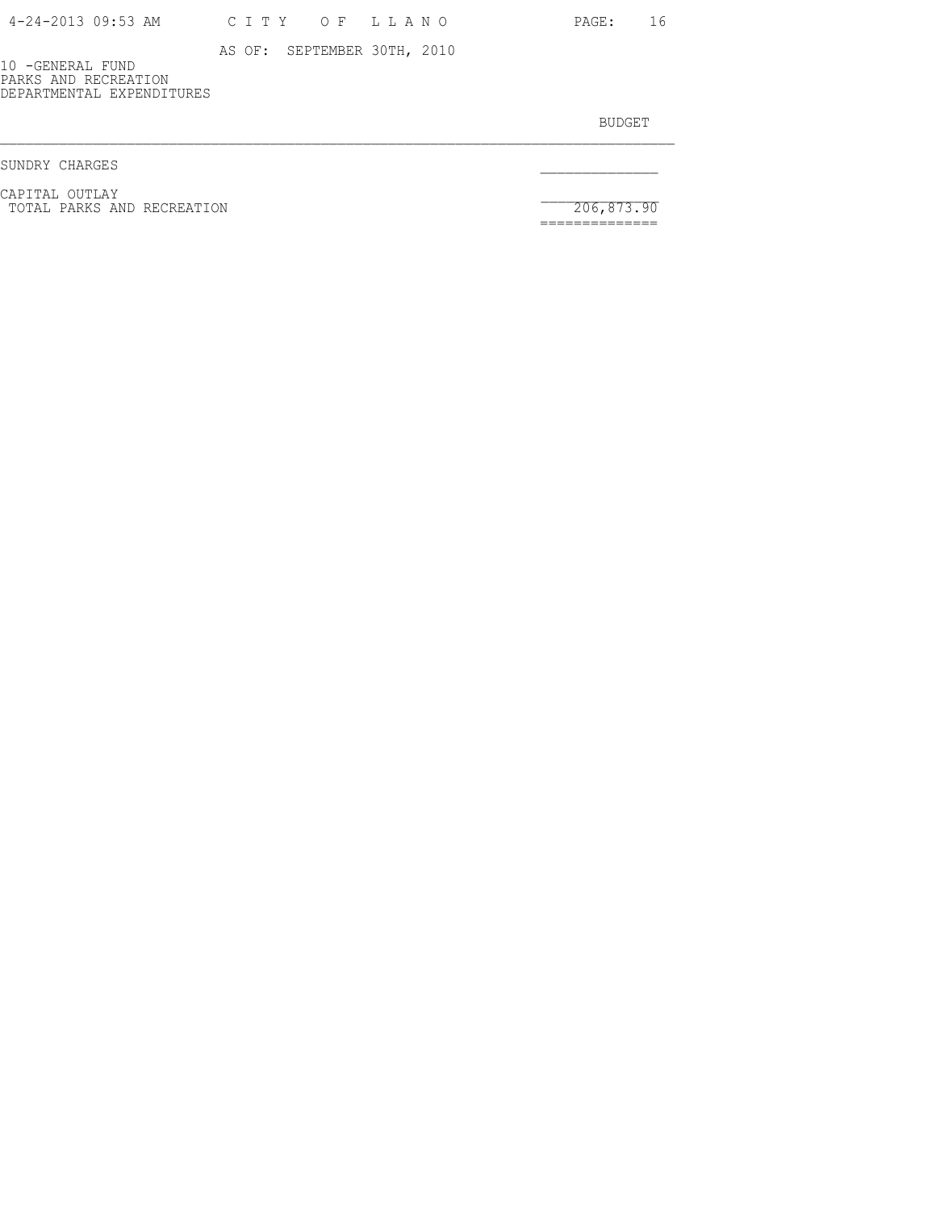AS OF: SEPTEMBER 30TH, 2010

10 -GENERAL FUND
PARKS AND RECREATION
DEPARTMENTAL EXPENDITURES

| | BUDGET |
|---|---|
| SUNDRY CHARGES | |
| CAPITAL OUTLAY | |
| TOTAL PARKS AND RECREATION | 206,873.90 |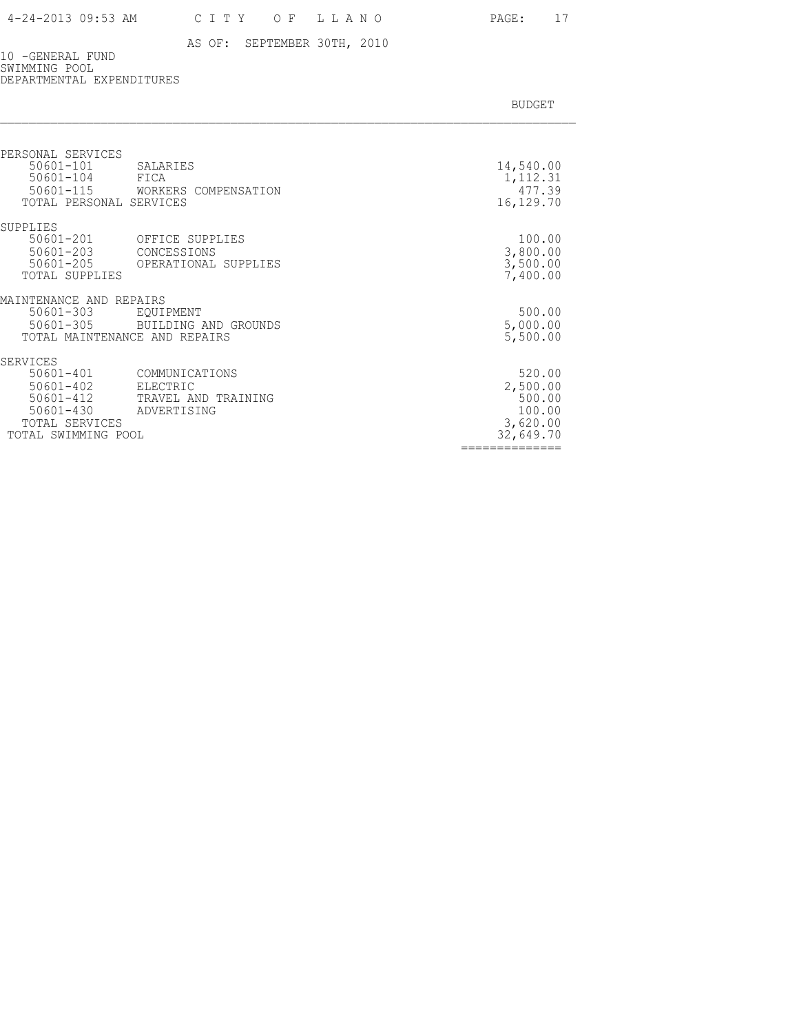AS OF: SEPTEMBER 30TH, 2010

10 -GENERAL FUND
SWIMMING POOL
DEPARTMENTAL EXPENDITURES

| | | BUDGET |
|---|---|---|
| PERSONAL SERVICES | | |
| 50601-101 | SALARIES | 14,540.00 |
| 50601-104 | FICA | 1,112.31 |
| 50601-115 | WORKERS COMPENSATION | 477.39 |
| TOTAL PERSONAL SERVICES | | 16,129.70 |
| SUPPLIES | | |
| 50601-201 | OFFICE SUPPLIES | 100.00 |
| 50601-203 | CONCESSIONS | 3,800.00 |
| 50601-205 | OPERATIONAL SUPPLIES | 3,500.00 |
| TOTAL SUPPLIES | | 7,400.00 |
| MAINTENANCE AND REPAIRS | | |
| 50601-303 | EQUIPMENT | 500.00 |
| 50601-305 | BUILDING AND GROUNDS | 5,000.00 |
| TOTAL MAINTENANCE AND REPAIRS | | 5,500.00 |
| SERVICES | | |
| 50601-401 | COMMUNICATIONS | 520.00 |
| 50601-402 | ELECTRIC | 2,500.00 |
| 50601-412 | TRAVEL AND TRAINING | 500.00 |
| 50601-430 | ADVERTISING | 100.00 |
| TOTAL SERVICES | | 3,620.00 |
| TOTAL SWIMMING POOL | | 32,649.70 |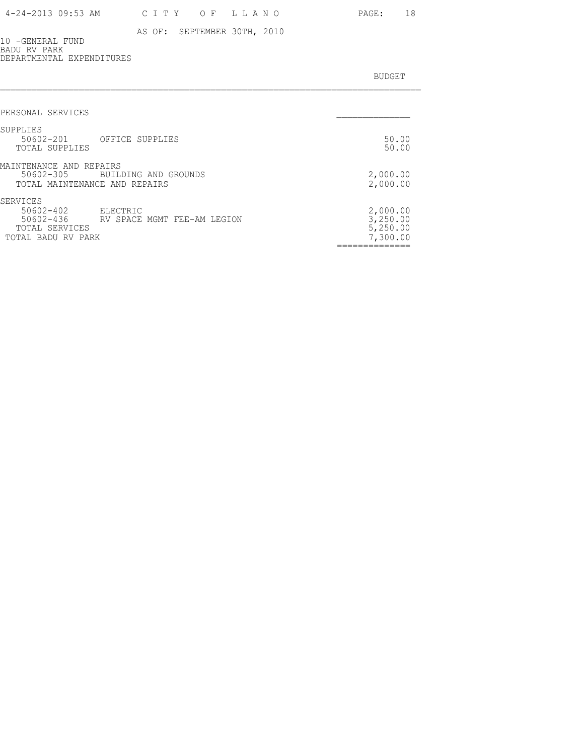AS OF: SEPTEMBER 30TH, 2010

10 -GENERAL FUND
BADU RV PARK
DEPARTMENTAL EXPENDITURES

| | | BUDGET |
|---|---|---|
| PERSONAL SERVICES | | |
| SUPPLIES | | |
| 50602-201 | OFFICE SUPPLIES | 50.00 |
| TOTAL SUPPLIES | | 50.00 |
| MAINTENANCE AND REPAIRS | | |
| 50602-305 | BUILDING AND GROUNDS | 2,000.00 |
| TOTAL MAINTENANCE AND REPAIRS | | 2,000.00 |
| SERVICES | | |
| 50602-402 | ELECTRIC | 2,000.00 |
| 50602-436 | RV SPACE MGMT FEE-AM LEGION | 3,250.00 |
| TOTAL SERVICES | | 5,250.00 |
| TOTAL BADU RV PARK | | 7,300.00 |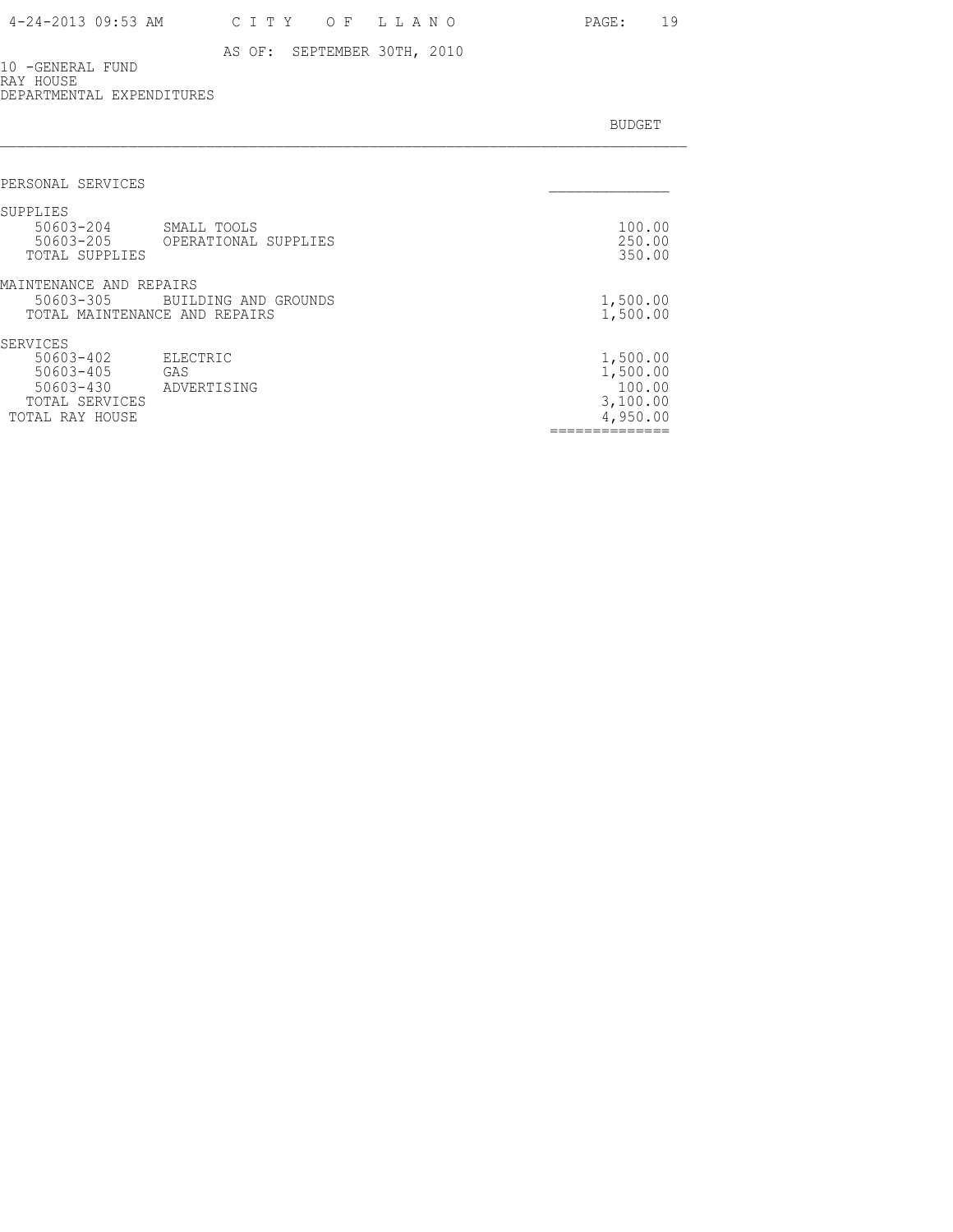4-24-2013 09:53 AM — CITY OF LLANO

AS OF: SEPTEMBER 30TH, 2010

10 -GENERAL FUND
RAY HOUSE
DEPARTMENTAL EXPENDITURES

| | | BUDGET |
|---|---|---|
| PERSONAL SERVICES | | |
| SUPPLIES | | |
| 50603-204 | SMALL TOOLS | 100.00 |
| 50603-205 | OPERATIONAL SUPPLIES | 250.00 |
| TOTAL SUPPLIES | | 350.00 |
| MAINTENANCE AND REPAIRS | | |
| 50603-305 | BUILDING AND GROUNDS | 1,500.00 |
| TOTAL MAINTENANCE AND REPAIRS | | 1,500.00 |
| SERVICES | | |
| 50603-402 | ELECTRIC | 1,500.00 |
| 50603-405 | GAS | 1,500.00 |
| 50603-430 | ADVERTISING | 100.00 |
| TOTAL SERVICES | | 3,100.00 |
| TOTAL RAY HOUSE | | 4,950.00 |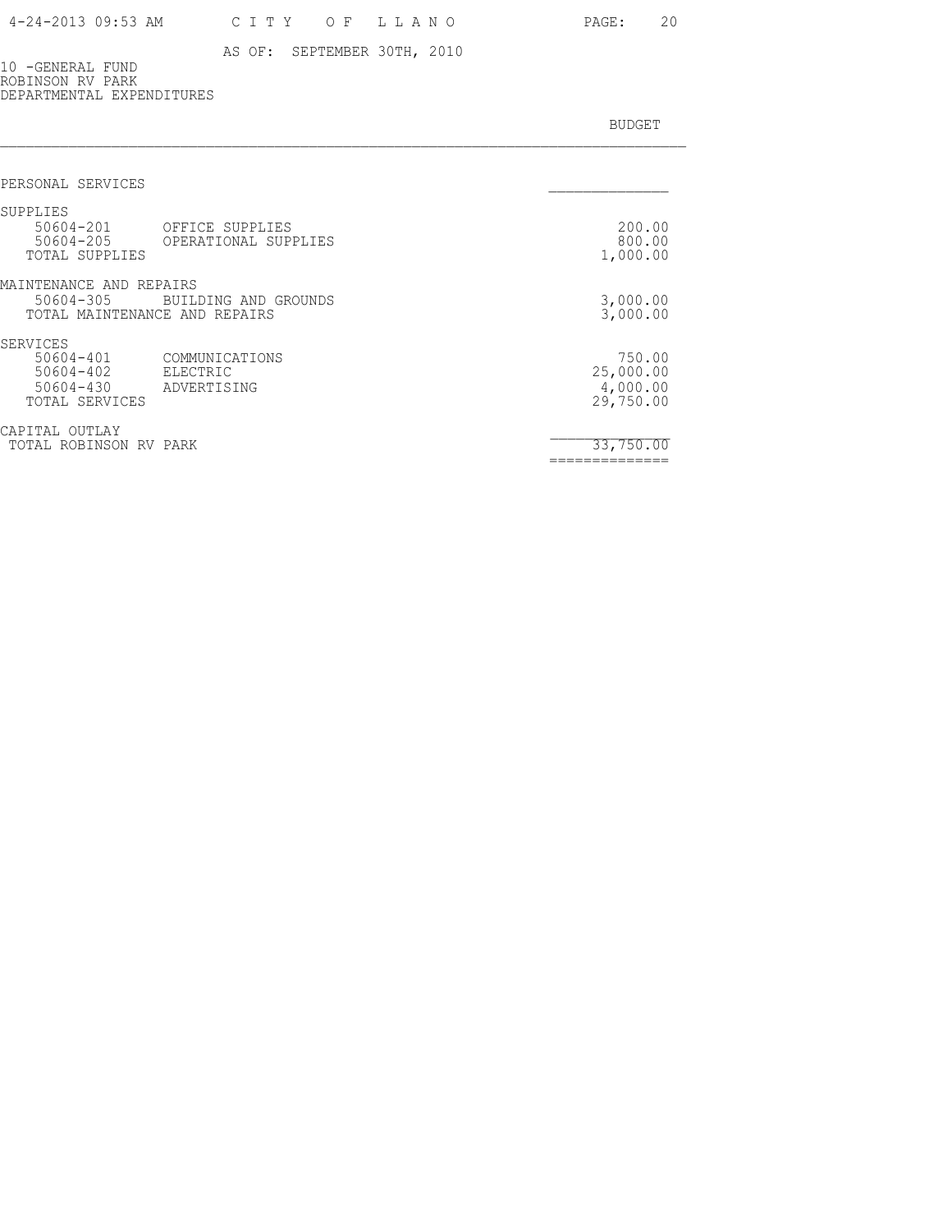AS OF: SEPTEMBER 30TH, 2010

10 -GENERAL FUND
ROBINSON RV PARK
DEPARTMENTAL EXPENDITURES

| | | BUDGET |
|---|---|---|
| PERSONAL SERVICES | | |
| SUPPLIES | | |
| 50604-201 | OFFICE SUPPLIES | 200.00 |
| 50604-205 | OPERATIONAL SUPPLIES | 800.00 |
| TOTAL SUPPLIES | | 1,000.00 |
| MAINTENANCE AND REPAIRS | | |
| 50604-305 | BUILDING AND GROUNDS | 3,000.00 |
| TOTAL MAINTENANCE AND REPAIRS | | 3,000.00 |
| SERVICES | | |
| 50604-401 | COMMUNICATIONS | 750.00 |
| 50604-402 | ELECTRIC | 25,000.00 |
| 50604-430 | ADVERTISING | 4,000.00 |
| TOTAL SERVICES | | 29,750.00 |
| CAPITAL OUTLAY | | |
| TOTAL ROBINSON RV PARK | | 33,750.00 |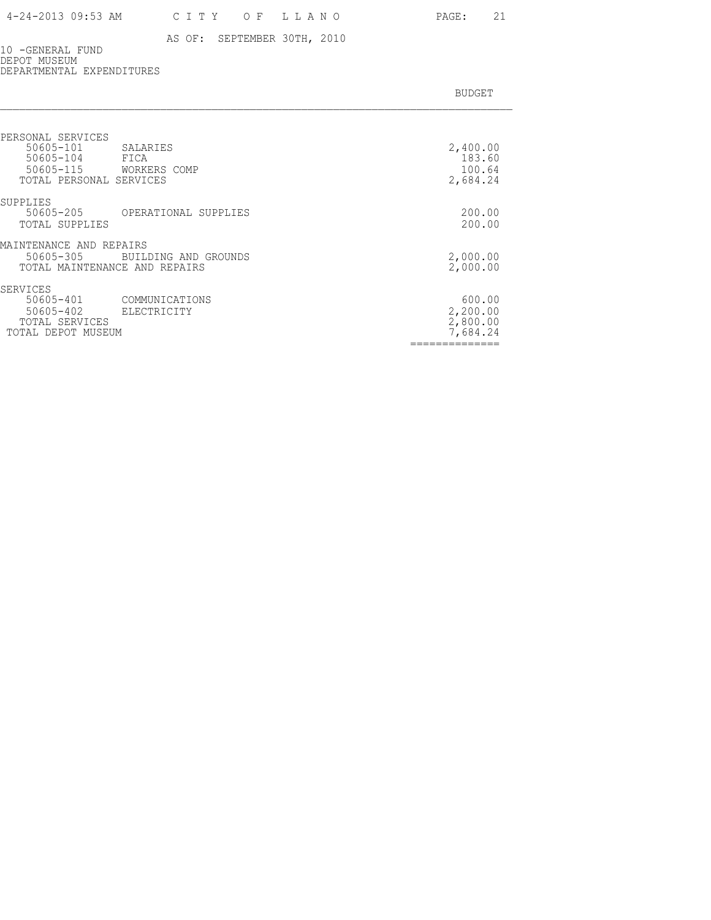AS OF: SEPTEMBER 30TH, 2010

10 -GENERAL FUND
DEPOT MUSEUM
DEPARTMENTAL EXPENDITURES

| | | BUDGET |
|---|---|---|
| PERSONAL SERVICES | | |
| 50605-101 | SALARIES | 2,400.00 |
| 50605-104 | FICA | 183.60 |
| 50605-115 | WORKERS COMP | 100.64 |
| TOTAL PERSONAL SERVICES | | 2,684.24 |
| SUPPLIES | | |
| 50605-205 | OPERATIONAL SUPPLIES | 200.00 |
| TOTAL SUPPLIES | | 200.00 |
| MAINTENANCE AND REPAIRS | | |
| 50605-305 | BUILDING AND GROUNDS | 2,000.00 |
| TOTAL MAINTENANCE AND REPAIRS | | 2,000.00 |
| SERVICES | | |
| 50605-401 | COMMUNICATIONS | 600.00 |
| 50605-402 | ELECTRICITY | 2,200.00 |
| TOTAL SERVICES | | 2,800.00 |
| TOTAL DEPOT MUSEUM | | 7,684.24 |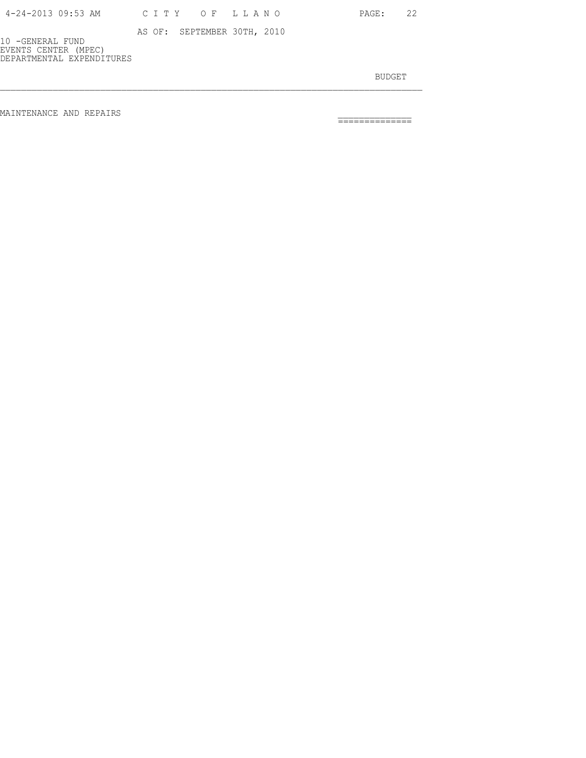AS OF: SEPTEMBER 30TH, 2010

10 -GENERAL FUND
EVENTS CENTER (MPEC)
DEPARTMENTAL EXPENDITURES

| | BUDGET |
|---|---|
| MAINTENANCE AND REPAIRS | |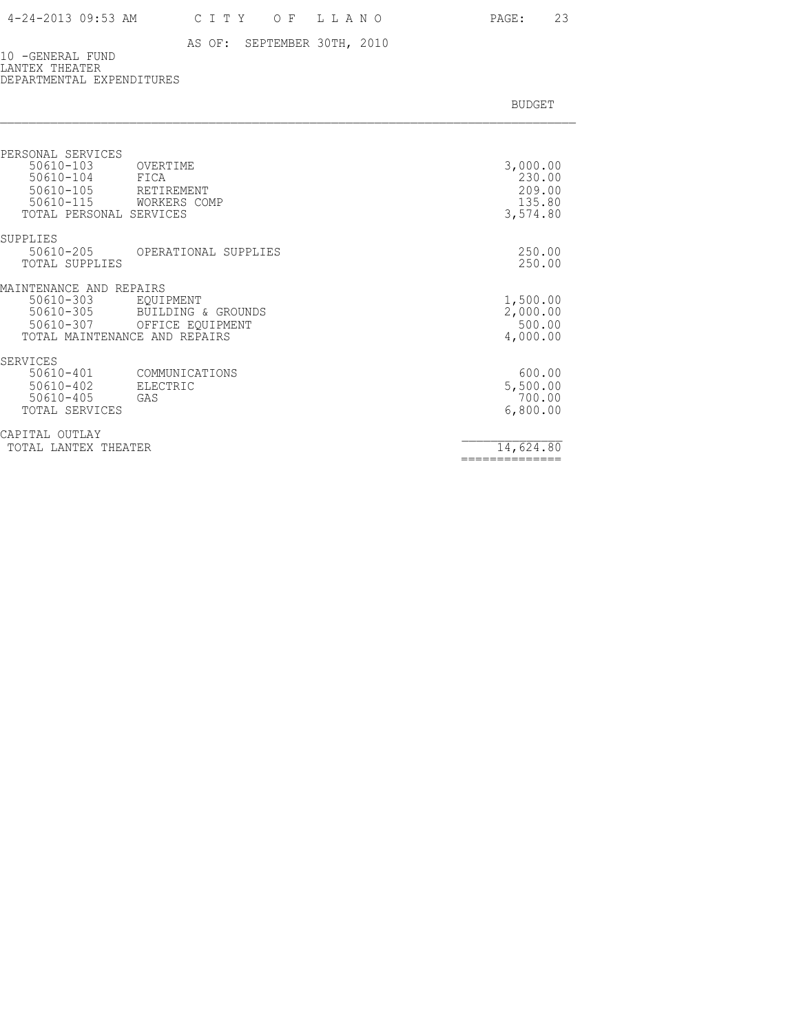AS OF: SEPTEMBER 30TH, 2010

10 -GENERAL FUND
LANTEX THEATER
DEPARTMENTAL EXPENDITURES

| | | BUDGET |
|---|---|---|
| PERSONAL SERVICES | | |
| 50610-103 | OVERTIME | 3,000.00 |
| 50610-104 | FICA | 230.00 |
| 50610-105 | RETIREMENT | 209.00 |
| 50610-115 | WORKERS COMP | 135.80 |
| TOTAL PERSONAL SERVICES | | 3,574.80 |
| SUPPLIES | | |
| 50610-205 | OPERATIONAL SUPPLIES | 250.00 |
| TOTAL SUPPLIES | | 250.00 |
| MAINTENANCE AND REPAIRS | | |
| 50610-303 | EQUIPMENT | 1,500.00 |
| 50610-305 | BUILDING & GROUNDS | 2,000.00 |
| 50610-307 | OFFICE EQUIPMENT | 500.00 |
| TOTAL MAINTENANCE AND REPAIRS | | 4,000.00 |
| SERVICES | | |
| 50610-401 | COMMUNICATIONS | 600.00 |
| 50610-402 | ELECTRIC | 5,500.00 |
| 50610-405 | GAS | 700.00 |
| TOTAL SERVICES | | 6,800.00 |
| CAPITAL OUTLAY | | |
| TOTAL LANTEX THEATER | | 14,624.80 |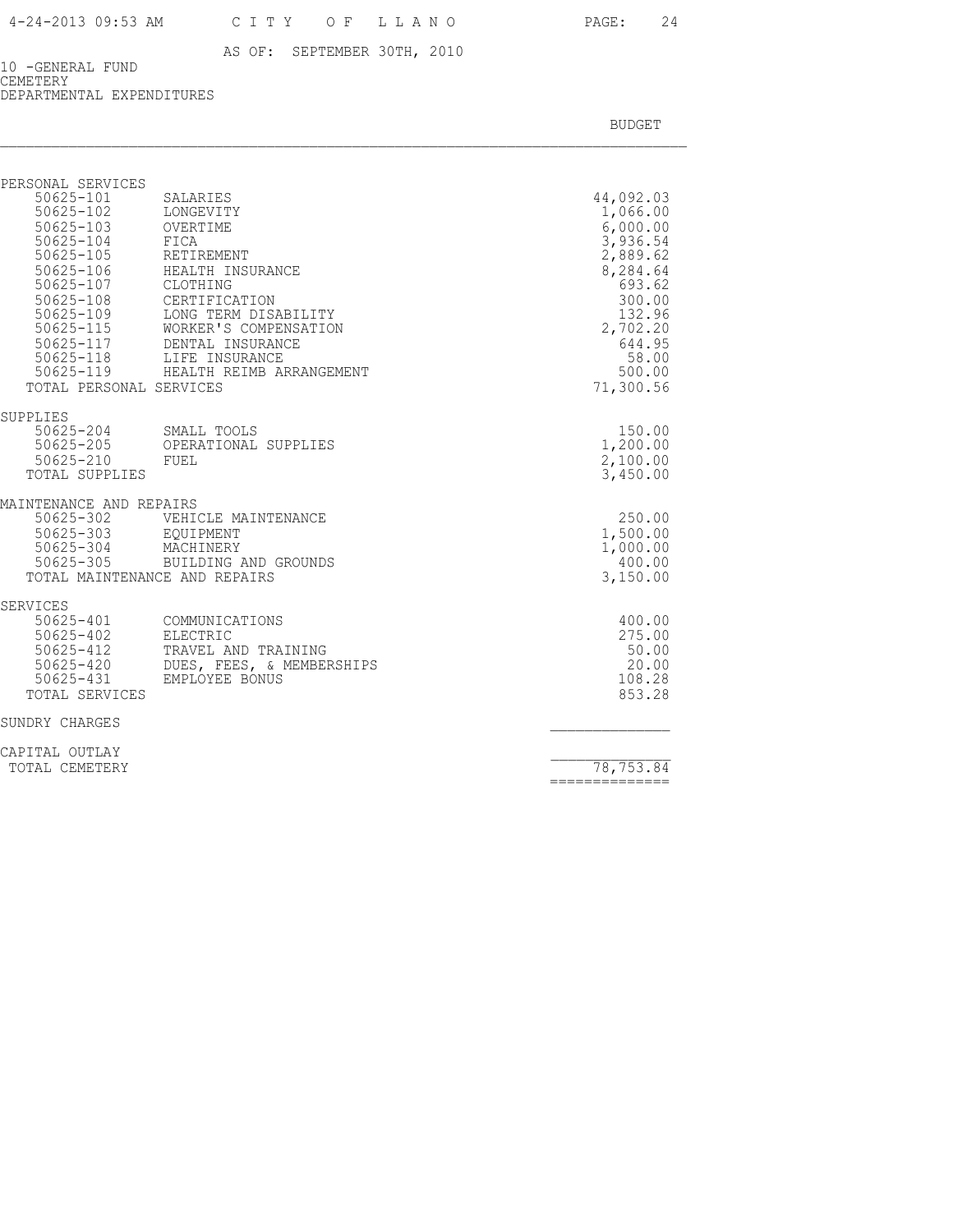AS OF: SEPTEMBER 30TH, 2010

10 -GENERAL FUND
CEMETERY
DEPARTMENTAL EXPENDITURES

| Account | Description | BUDGET |
|---|---|---|
| PERSONAL SERVICES | | |
| 50625-101 | SALARIES | 44,092.03 |
| 50625-102 | LONGEVITY | 1,066.00 |
| 50625-103 | OVERTIME | 6,000.00 |
| 50625-104 | FICA | 3,936.54 |
| 50625-105 | RETIREMENT | 2,889.62 |
| 50625-106 | HEALTH INSURANCE | 8,284.64 |
| 50625-107 | CLOTHING | 693.62 |
| 50625-108 | CERTIFICATION | 300.00 |
| 50625-109 | LONG TERM DISABILITY | 132.96 |
| 50625-115 | WORKER'S COMPENSATION | 2,702.20 |
| 50625-117 | DENTAL INSURANCE | 644.95 |
| 50625-118 | LIFE INSURANCE | 58.00 |
| 50625-119 | HEALTH REIMB ARRANGEMENT | 500.00 |
| TOTAL PERSONAL SERVICES | | 71,300.56 |
| SUPPLIES | | |
| 50625-204 | SMALL TOOLS | 150.00 |
| 50625-205 | OPERATIONAL SUPPLIES | 1,200.00 |
| 50625-210 | FUEL | 2,100.00 |
| TOTAL SUPPLIES | | 3,450.00 |
| MAINTENANCE AND REPAIRS | | |
| 50625-302 | VEHICLE MAINTENANCE | 250.00 |
| 50625-303 | EQUIPMENT | 1,500.00 |
| 50625-304 | MACHINERY | 1,000.00 |
| 50625-305 | BUILDING AND GROUNDS | 400.00 |
| TOTAL MAINTENANCE AND REPAIRS | | 3,150.00 |
| SERVICES | | |
| 50625-401 | COMMUNICATIONS | 400.00 |
| 50625-402 | ELECTRIC | 275.00 |
| 50625-412 | TRAVEL AND TRAINING | 50.00 |
| 50625-420 | DUES, FEES, & MEMBERSHIPS | 20.00 |
| 50625-431 | EMPLOYEE BONUS | 108.28 |
| TOTAL SERVICES | | 853.28 |
| SUNDRY CHARGES | | |
| CAPITAL OUTLAY | | |
| TOTAL CEMETERY | | 78,753.84 |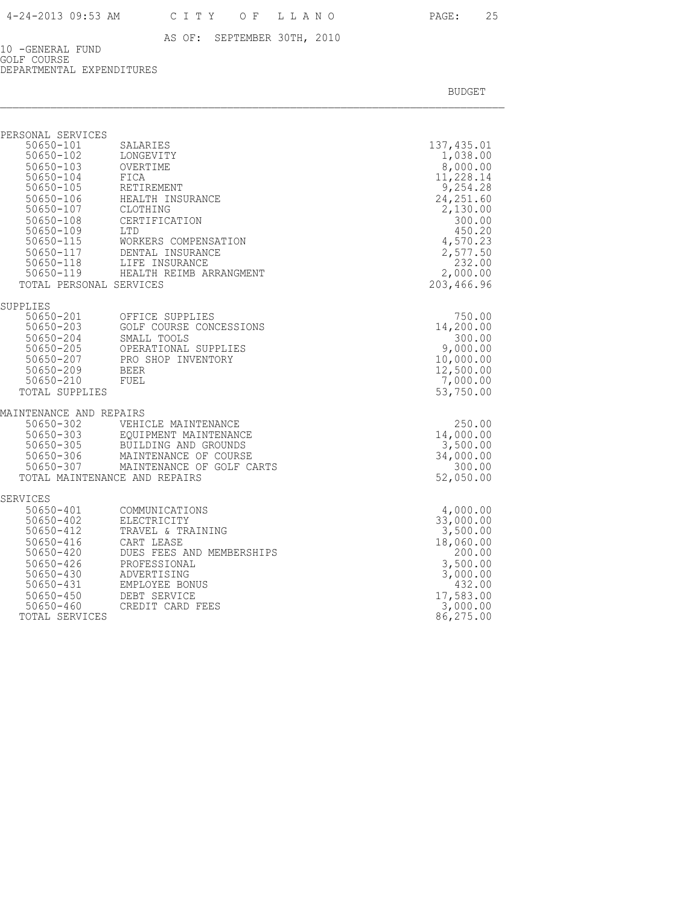AS OF: SEPTEMBER 30TH, 2010

10 -GENERAL FUND
GOLF COURSE
DEPARTMENTAL EXPENDITURES

| Account | Description | BUDGET |
|---|---|---|
| **PERSONAL SERVICES** | | |
| 50650-101 | SALARIES | 137,435.01 |
| 50650-102 | LONGEVITY | 1,038.00 |
| 50650-103 | OVERTIME | 8,000.00 |
| 50650-104 | FICA | 11,228.14 |
| 50650-105 | RETIREMENT | 9,254.28 |
| 50650-106 | HEALTH INSURANCE | 24,251.60 |
| 50650-107 | CLOTHING | 2,130.00 |
| 50650-108 | CERTIFICATION | 300.00 |
| 50650-109 | LTD | 450.20 |
| 50650-115 | WORKERS COMPENSATION | 4,570.23 |
| 50650-117 | DENTAL INSURANCE | 2,577.50 |
| 50650-118 | LIFE INSURANCE | 232.00 |
| 50650-119 | HEALTH REIMB ARRANGMENT | 2,000.00 |
| TOTAL PERSONAL SERVICES | | 203,466.96 |
| **SUPPLIES** | | |
| 50650-201 | OFFICE SUPPLIES | 750.00 |
| 50650-203 | GOLF COURSE CONCESSIONS | 14,200.00 |
| 50650-204 | SMALL TOOLS | 300.00 |
| 50650-205 | OPERATIONAL SUPPLIES | 9,000.00 |
| 50650-207 | PRO SHOP INVENTORY | 10,000.00 |
| 50650-209 | BEER | 12,500.00 |
| 50650-210 | FUEL | 7,000.00 |
| TOTAL SUPPLIES | | 53,750.00 |
| **MAINTENANCE AND REPAIRS** | | |
| 50650-302 | VEHICLE MAINTENANCE | 250.00 |
| 50650-303 | EQUIPMENT MAINTENANCE | 14,000.00 |
| 50650-305 | BUILDING AND GROUNDS | 3,500.00 |
| 50650-306 | MAINTENANCE OF COURSE | 34,000.00 |
| 50650-307 | MAINTENANCE OF GOLF CARTS | 300.00 |
| TOTAL MAINTENANCE AND REPAIRS | | 52,050.00 |
| **SERVICES** | | |
| 50650-401 | COMMUNICATIONS | 4,000.00 |
| 50650-402 | ELECTRICITY | 33,000.00 |
| 50650-412 | TRAVEL & TRAINING | 3,500.00 |
| 50650-416 | CART LEASE | 18,060.00 |
| 50650-420 | DUES FEES AND MEMBERSHIPS | 200.00 |
| 50650-426 | PROFESSIONAL | 3,500.00 |
| 50650-430 | ADVERTISING | 3,000.00 |
| 50650-431 | EMPLOYEE BONUS | 432.00 |
| 50650-450 | DEBT SERVICE | 17,583.00 |
| 50650-460 | CREDIT CARD FEES | 3,000.00 |
| TOTAL SERVICES | | 86,275.00 |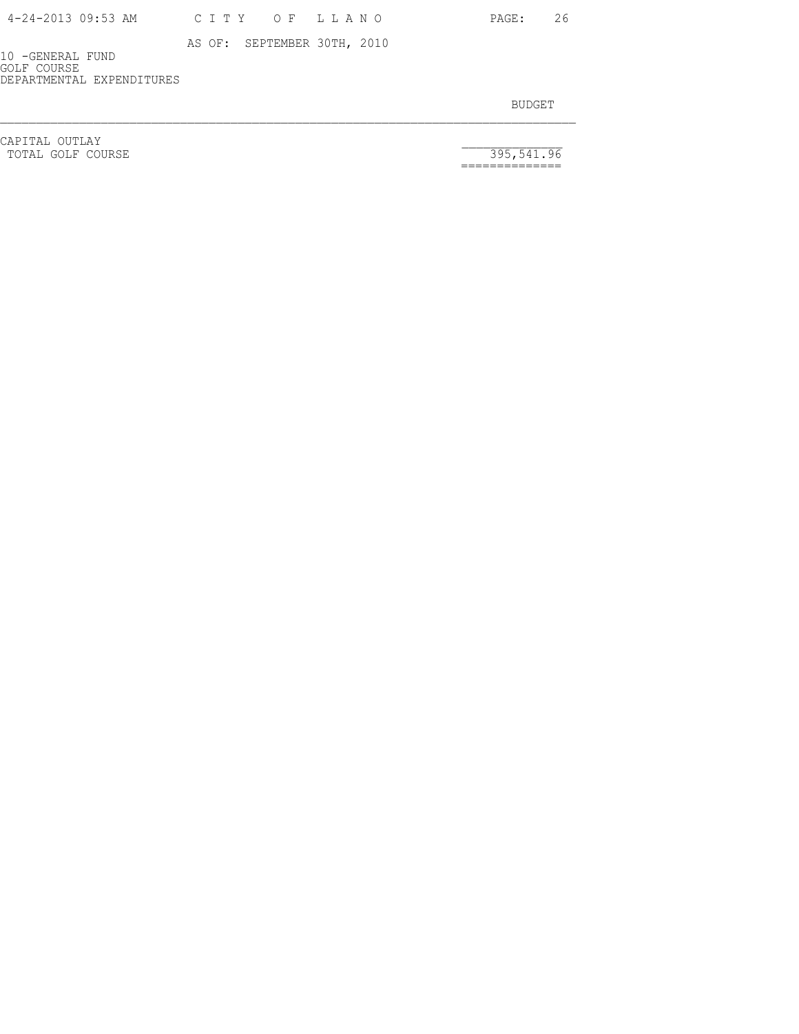AS OF: SEPTEMBER 30TH, 2010

10 -GENERAL FUND
GOLF COURSE
DEPARTMENTAL EXPENDITURES

| | BUDGET |
|---|---|
| CAPITAL OUTLAY | |
| TOTAL GOLF COURSE | 395,541.96 |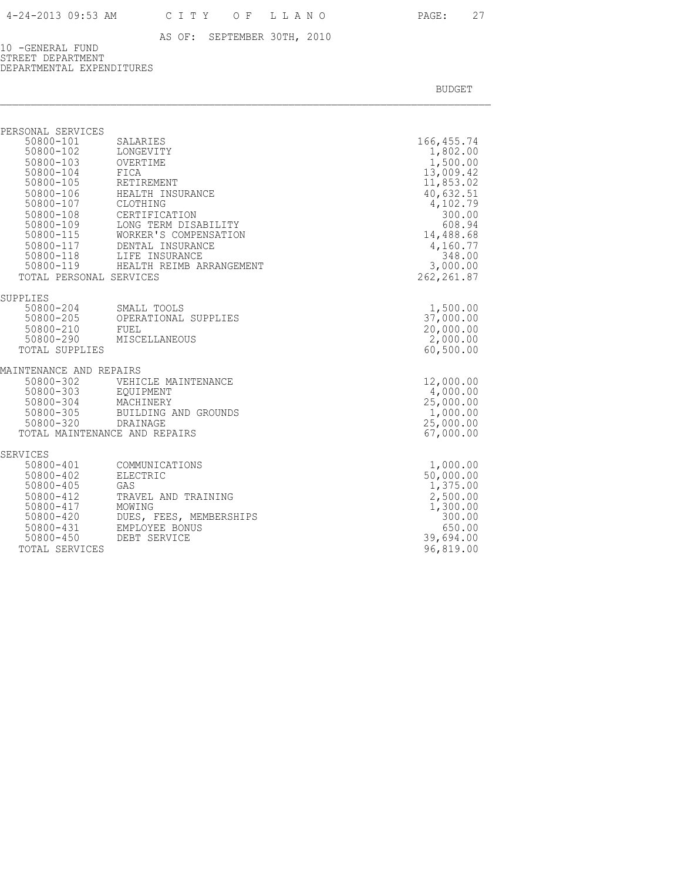AS OF: SEPTEMBER 30TH, 2010

10 -GENERAL FUND
STREET DEPARTMENT
DEPARTMENTAL EXPENDITURES

| | | BUDGET |
|---|---|---|
| **PERSONAL SERVICES** | | |
| 50800-101 | SALARIES | 166,455.74 |
| 50800-102 | LONGEVITY | 1,802.00 |
| 50800-103 | OVERTIME | 1,500.00 |
| 50800-104 | FICA | 13,009.42 |
| 50800-105 | RETIREMENT | 11,853.02 |
| 50800-106 | HEALTH INSURANCE | 40,632.51 |
| 50800-107 | CLOTHING | 4,102.79 |
| 50800-108 | CERTIFICATION | 300.00 |
| 50800-109 | LONG TERM DISABILITY | 608.94 |
| 50800-115 | WORKER'S COMPENSATION | 14,488.68 |
| 50800-117 | DENTAL INSURANCE | 4,160.77 |
| 50800-118 | LIFE INSURANCE | 348.00 |
| 50800-119 | HEALTH REIMB ARRANGEMENT | 3,000.00 |
| TOTAL PERSONAL SERVICES | | 262,261.87 |
| **SUPPLIES** | | |
| 50800-204 | SMALL TOOLS | 1,500.00 |
| 50800-205 | OPERATIONAL SUPPLIES | 37,000.00 |
| 50800-210 | FUEL | 20,000.00 |
| 50800-290 | MISCELLANEOUS | 2,000.00 |
| TOTAL SUPPLIES | | 60,500.00 |
| **MAINTENANCE AND REPAIRS** | | |
| 50800-302 | VEHICLE MAINTENANCE | 12,000.00 |
| 50800-303 | EQUIPMENT | 4,000.00 |
| 50800-304 | MACHINERY | 25,000.00 |
| 50800-305 | BUILDING AND GROUNDS | 1,000.00 |
| 50800-320 | DRAINAGE | 25,000.00 |
| TOTAL MAINTENANCE AND REPAIRS | | 67,000.00 |
| **SERVICES** | | |
| 50800-401 | COMMUNICATIONS | 1,000.00 |
| 50800-402 | ELECTRIC | 50,000.00 |
| 50800-405 | GAS | 1,375.00 |
| 50800-412 | TRAVEL AND TRAINING | 2,500.00 |
| 50800-417 | MOWING | 1,300.00 |
| 50800-420 | DUES, FEES, MEMBERSHIPS | 300.00 |
| 50800-431 | EMPLOYEE BONUS | 650.00 |
| 50800-450 | DEBT SERVICE | 39,694.00 |
| TOTAL SERVICES | | 96,819.00 |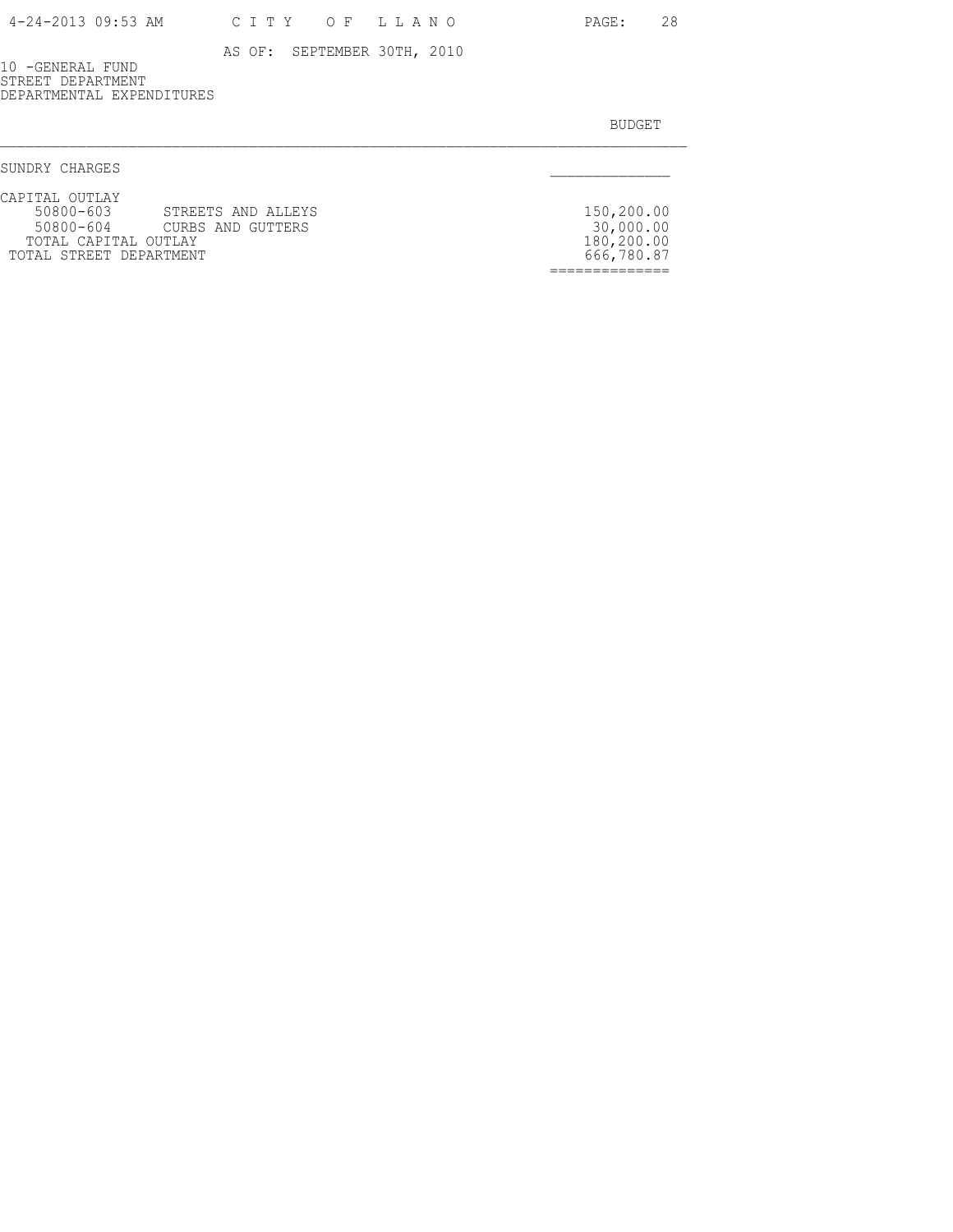AS OF: SEPTEMBER 30TH, 2010

10 -GENERAL FUND
STREET DEPARTMENT
DEPARTMENTAL EXPENDITURES

| | | BUDGET |
|---|---|---|
| SUNDRY CHARGES | | |
| CAPITAL OUTLAY | | |
| 50800-603 | STREETS AND ALLEYS | 150,200.00 |
| 50800-604 | CURBS AND GUTTERS | 30,000.00 |
| TOTAL CAPITAL OUTLAY | | 180,200.00 |
| TOTAL STREET DEPARTMENT | | 666,780.87 |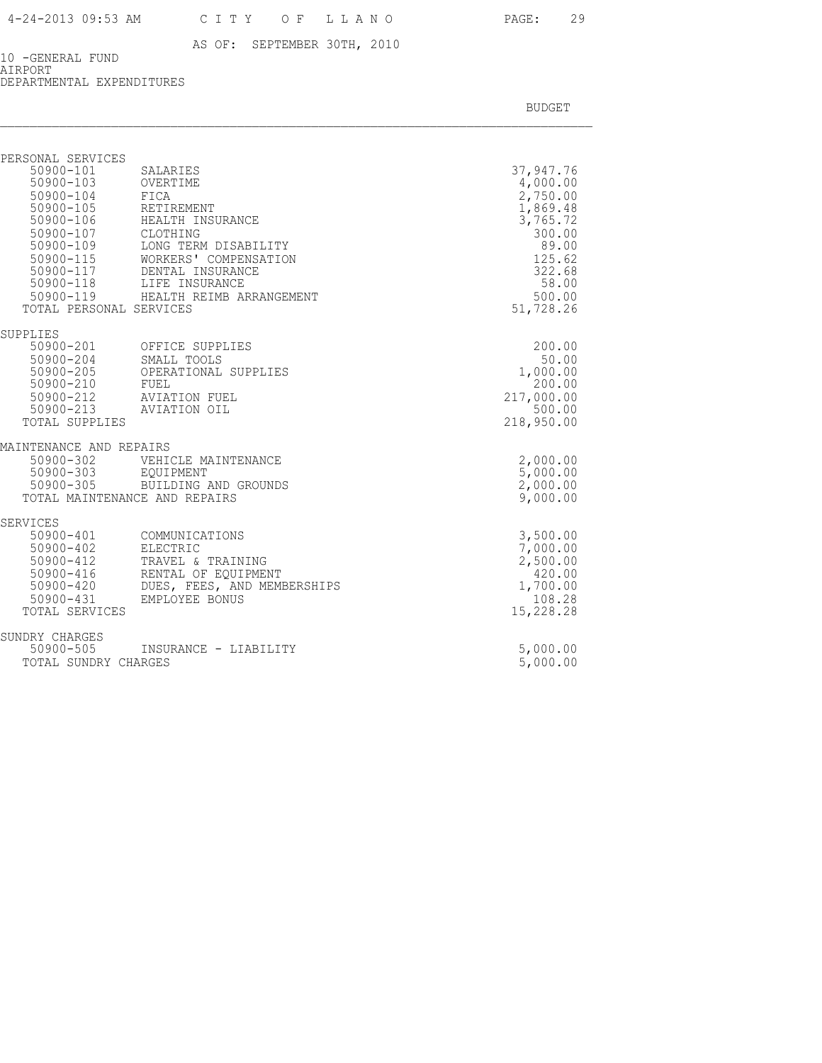AS OF: SEPTEMBER 30TH, 2010

10 -GENERAL FUND
AIRPORT
DEPARTMENTAL EXPENDITURES

| | | BUDGET |
|---|---|---|
| **PERSONAL SERVICES** | | |
| 50900-101 | SALARIES | 37,947.76 |
| 50900-103 | OVERTIME | 4,000.00 |
| 50900-104 | FICA | 2,750.00 |
| 50900-105 | RETIREMENT | 1,869.48 |
| 50900-106 | HEALTH INSURANCE | 3,765.72 |
| 50900-107 | CLOTHING | 300.00 |
| 50900-109 | LONG TERM DISABILITY | 89.00 |
| 50900-115 | WORKERS' COMPENSATION | 125.62 |
| 50900-117 | DENTAL INSURANCE | 322.68 |
| 50900-118 | LIFE INSURANCE | 58.00 |
| 50900-119 | HEALTH REIMB ARRANGEMENT | 500.00 |
| TOTAL PERSONAL SERVICES | | 51,728.26 |
| **SUPPLIES** | | |
| 50900-201 | OFFICE SUPPLIES | 200.00 |
| 50900-204 | SMALL TOOLS | 50.00 |
| 50900-205 | OPERATIONAL SUPPLIES | 1,000.00 |
| 50900-210 | FUEL | 200.00 |
| 50900-212 | AVIATION FUEL | 217,000.00 |
| 50900-213 | AVIATION OIL | 500.00 |
| TOTAL SUPPLIES | | 218,950.00 |
| **MAINTENANCE AND REPAIRS** | | |
| 50900-302 | VEHICLE MAINTENANCE | 2,000.00 |
| 50900-303 | EQUIPMENT | 5,000.00 |
| 50900-305 | BUILDING AND GROUNDS | 2,000.00 |
| TOTAL MAINTENANCE AND REPAIRS | | 9,000.00 |
| **SERVICES** | | |
| 50900-401 | COMMUNICATIONS | 3,500.00 |
| 50900-402 | ELECTRIC | 7,000.00 |
| 50900-412 | TRAVEL & TRAINING | 2,500.00 |
| 50900-416 | RENTAL OF EQUIPMENT | 420.00 |
| 50900-420 | DUES, FEES, AND MEMBERSHIPS | 1,700.00 |
| 50900-431 | EMPLOYEE BONUS | 108.28 |
| TOTAL SERVICES | | 15,228.28 |
| **SUNDRY CHARGES** | | |
| 50900-505 | INSURANCE - LIABILITY | 5,000.00 |
| TOTAL SUNDRY CHARGES | | 5,000.00 |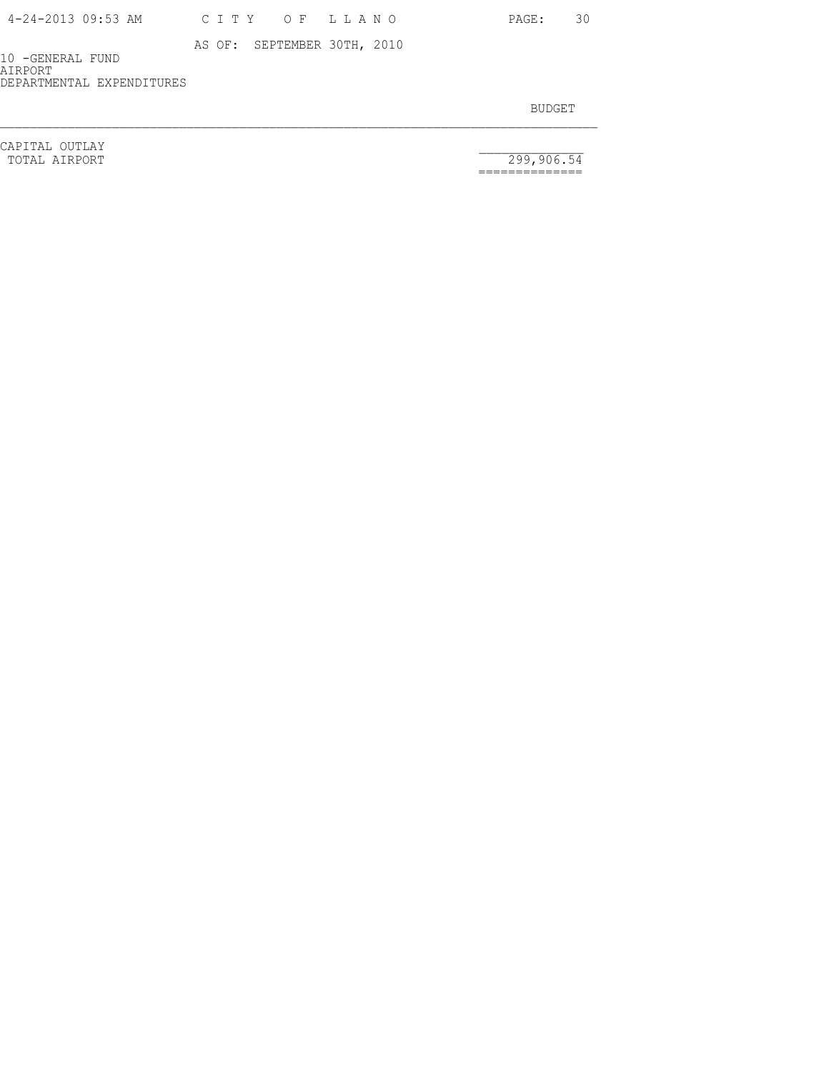AS OF: SEPTEMBER 30TH, 2010

10 -GENERAL FUND
AIRPORT
DEPARTMENTAL EXPENDITURES

| | BUDGET |
|---|---|
| CAPITAL OUTLAY | |
| TOTAL AIRPORT | 299,906.54 |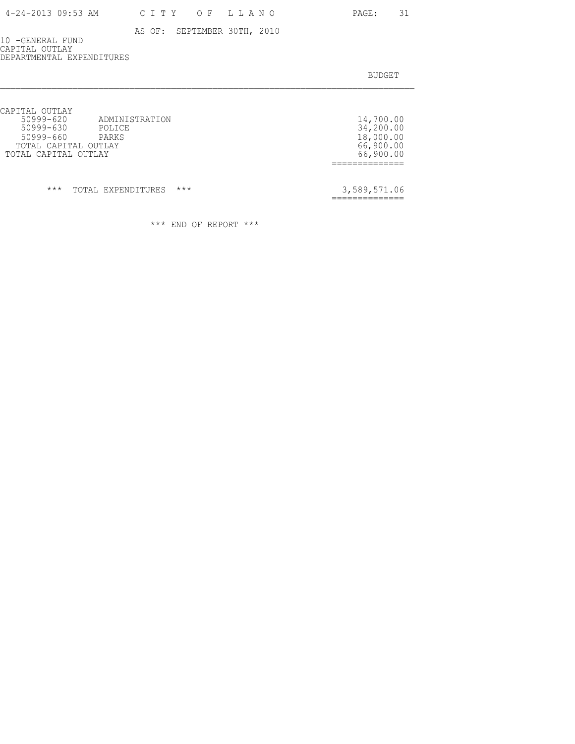AS OF: SEPTEMBER 30TH, 2010

10 -GENERAL FUND
CAPITAL OUTLAY
DEPARTMENTAL EXPENDITURES

| | | BUDGET |
|---|---|---|
| CAPITAL OUTLAY | | |
| 50999-620 | ADMINISTRATION | 14,700.00 |
| 50999-630 | POLICE | 34,200.00 |
| 50999-660 | PARKS | 18,000.00 |
| TOTAL CAPITAL OUTLAY | | 66,900.00 |
| TOTAL CAPITAL OUTLAY | | 66,900.00 |
| *** TOTAL EXPENDITURES *** | | 3,589,571.06 |

*** END OF REPORT ***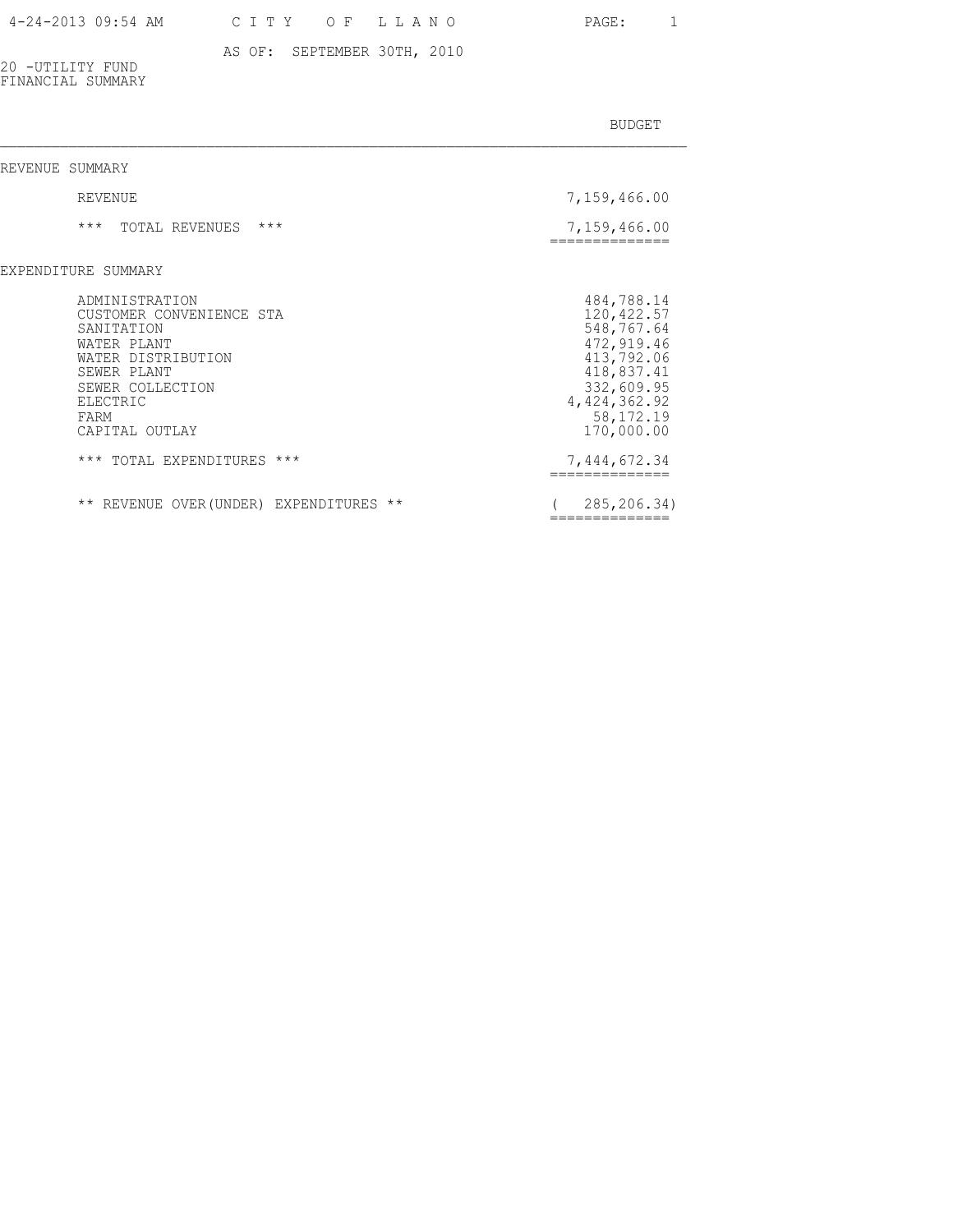# CITY OF LLANO

AS OF: SEPTEMBER 30TH, 2010

20 -UTILITY FUND
FINANCIAL SUMMARY

| | BUDGET |
|---|---|
| **REVENUE SUMMARY** | |
| REVENUE | 7,159,466.00 |
| *** TOTAL REVENUES *** | 7,159,466.00 |
| **EXPENDITURE SUMMARY** | |
| ADMINISTRATION | 484,788.14 |
| CUSTOMER CONVENIENCE STA | 120,422.57 |
| SANITATION | 548,767.64 |
| WATER PLANT | 472,919.46 |
| WATER DISTRIBUTION | 413,792.06 |
| SEWER PLANT | 418,837.41 |
| SEWER COLLECTION | 332,609.95 |
| ELECTRIC | 4,424,362.92 |
| FARM | 58,172.19 |
| CAPITAL OUTLAY | 170,000.00 |
| *** TOTAL EXPENDITURES *** | 7,444,672.34 |
| ** REVENUE OVER(UNDER) EXPENDITURES ** | ( 285,206.34) |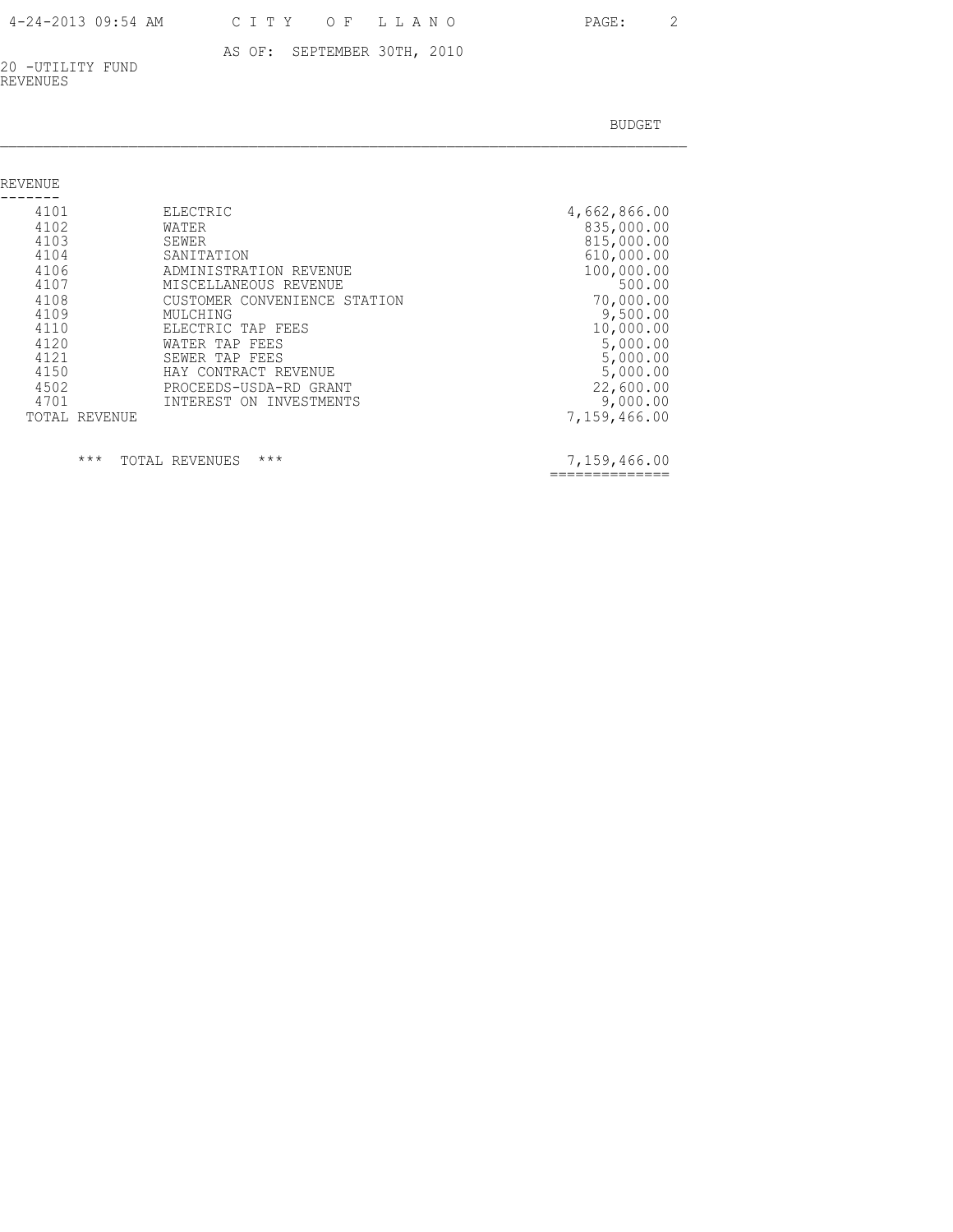AS OF: SEPTEMBER 30TH, 2010

20 -UTILITY FUND
REVENUES

| | | BUDGET |
|---|---|---|
| **REVENUE** | | |
| 4101 | ELECTRIC | 4,662,866.00 |
| 4102 | WATER | 835,000.00 |
| 4103 | SEWER | 815,000.00 |
| 4104 | SANITATION | 610,000.00 |
| 4106 | ADMINISTRATION REVENUE | 100,000.00 |
| 4107 | MISCELLANEOUS REVENUE | 500.00 |
| 4108 | CUSTOMER CONVENIENCE STATION | 70,000.00 |
| 4109 | MULCHING | 9,500.00 |
| 4110 | ELECTRIC TAP FEES | 10,000.00 |
| 4120 | WATER TAP FEES | 5,000.00 |
| 4121 | SEWER TAP FEES | 5,000.00 |
| 4150 | HAY CONTRACT REVENUE | 5,000.00 |
| 4502 | PROCEEDS-USDA-RD GRANT | 22,600.00 |
| 4701 | INTEREST ON INVESTMENTS | 9,000.00 |
| TOTAL REVENUE | | 7,159,466.00 |
| | | |
| *** TOTAL REVENUES *** | | 7,159,466.00 |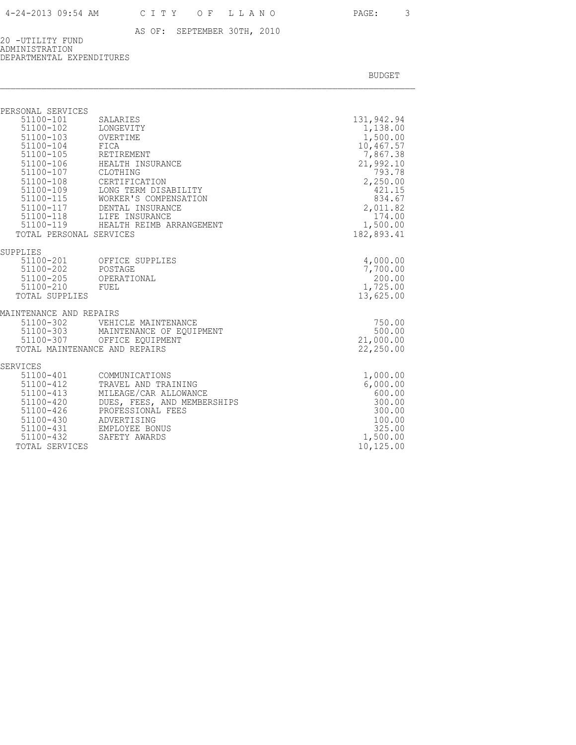AS OF: SEPTEMBER 30TH, 2010

20 -UTILITY FUND
ADMINISTRATION
DEPARTMENTAL EXPENDITURES

| | | BUDGET |
|---|---|---|
| **PERSONAL SERVICES** | | |
| 51100-101 | SALARIES | 131,942.94 |
| 51100-102 | LONGEVITY | 1,138.00 |
| 51100-103 | OVERTIME | 1,500.00 |
| 51100-104 | FICA | 10,467.57 |
| 51100-105 | RETIREMENT | 7,867.38 |
| 51100-106 | HEALTH INSURANCE | 21,992.10 |
| 51100-107 | CLOTHING | 793.78 |
| 51100-108 | CERTIFICATION | 2,250.00 |
| 51100-109 | LONG TERM DISABILITY | 421.15 |
| 51100-115 | WORKER'S COMPENSATION | 834.67 |
| 51100-117 | DENTAL INSURANCE | 2,011.82 |
| 51100-118 | LIFE INSURANCE | 174.00 |
| 51100-119 | HEALTH REIMB ARRANGEMENT | 1,500.00 |
| TOTAL PERSONAL SERVICES | | 182,893.41 |
| **SUPPLIES** | | |
| 51100-201 | OFFICE SUPPLIES | 4,000.00 |
| 51100-202 | POSTAGE | 7,700.00 |
| 51100-205 | OPERATIONAL | 200.00 |
| 51100-210 | FUEL | 1,725.00 |
| TOTAL SUPPLIES | | 13,625.00 |
| **MAINTENANCE AND REPAIRS** | | |
| 51100-302 | VEHICLE MAINTENANCE | 750.00 |
| 51100-303 | MAINTENANCE OF EQUIPMENT | 500.00 |
| 51100-307 | OFFICE EQUIPMENT | 21,000.00 |
| TOTAL MAINTENANCE AND REPAIRS | | 22,250.00 |
| **SERVICES** | | |
| 51100-401 | COMMUNICATIONS | 1,000.00 |
| 51100-412 | TRAVEL AND TRAINING | 6,000.00 |
| 51100-413 | MILEAGE/CAR ALLOWANCE | 600.00 |
| 51100-420 | DUES, FEES, AND MEMBERSHIPS | 300.00 |
| 51100-426 | PROFESSIONAL FEES | 300.00 |
| 51100-430 | ADVERTISING | 100.00 |
| 51100-431 | EMPLOYEE BONUS | 325.00 |
| 51100-432 | SAFETY AWARDS | 1,500.00 |
| TOTAL SERVICES | | 10,125.00 |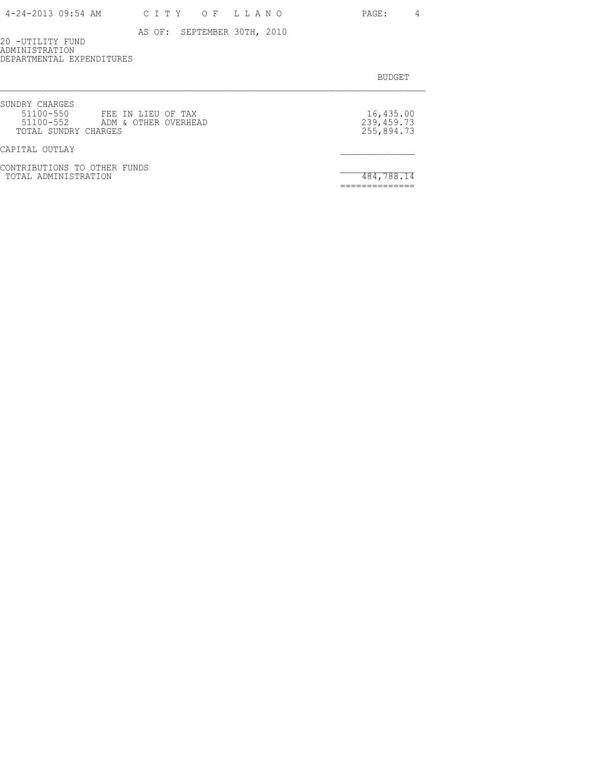AS OF: SEPTEMBER 30TH, 2010

20 -UTILITY FUND
ADMINISTRATION
DEPARTMENTAL EXPENDITURES

| | | BUDGET |
|---|---|---|
| SUNDRY CHARGES | | |
| 51100-550 | FEE IN LIEU OF TAX | 16,435.00 |
| 51100-552 | ADM & OTHER OVERHEAD | 239,459.73 |
| TOTAL SUNDRY CHARGES | | 255,894.73 |
| CAPITAL OUTLAY | | |
| CONTRIBUTIONS TO OTHER FUNDS | | |
| TOTAL ADMINISTRATION | | 484,788.14 |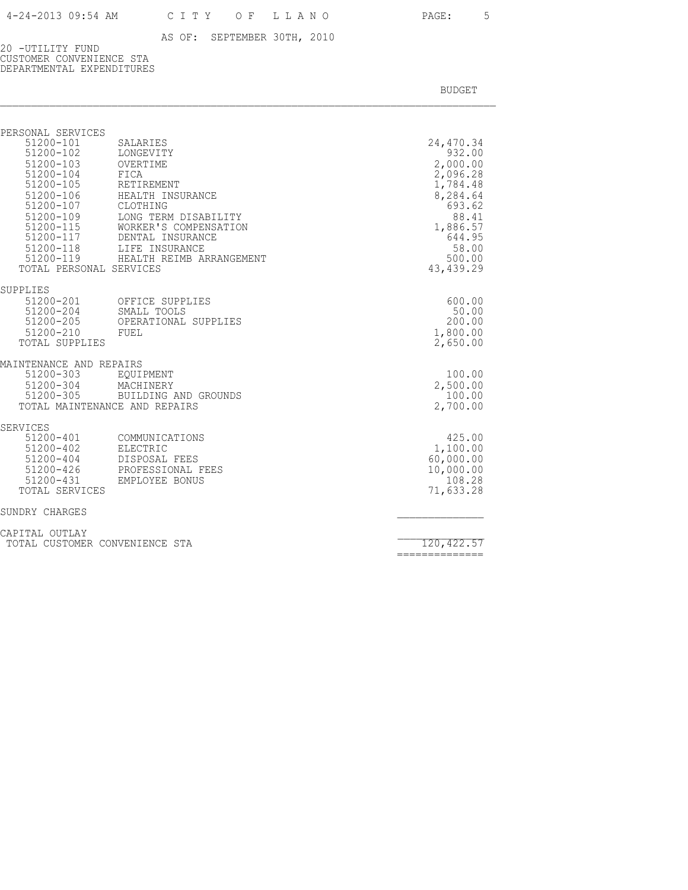AS OF: SEPTEMBER 30TH, 2010

20 -UTILITY FUND
CUSTOMER CONVENIENCE STA
DEPARTMENTAL EXPENDITURES

| | | BUDGET |
|---|---|---|
| **PERSONAL SERVICES** | | |
| 51200-101 | SALARIES | 24,470.34 |
| 51200-102 | LONGEVITY | 932.00 |
| 51200-103 | OVERTIME | 2,000.00 |
| 51200-104 | FICA | 2,096.28 |
| 51200-105 | RETIREMENT | 1,784.48 |
| 51200-106 | HEALTH INSURANCE | 8,284.64 |
| 51200-107 | CLOTHING | 693.62 |
| 51200-109 | LONG TERM DISABILITY | 88.41 |
| 51200-115 | WORKER'S COMPENSATION | 1,886.57 |
| 51200-117 | DENTAL INSURANCE | 644.95 |
| 51200-118 | LIFE INSURANCE | 58.00 |
| 51200-119 | HEALTH REIMB ARRANGEMENT | 500.00 |
| TOTAL PERSONAL SERVICES | | 43,439.29 |
| **SUPPLIES** | | |
| 51200-201 | OFFICE SUPPLIES | 600.00 |
| 51200-204 | SMALL TOOLS | 50.00 |
| 51200-205 | OPERATIONAL SUPPLIES | 200.00 |
| 51200-210 | FUEL | 1,800.00 |
| TOTAL SUPPLIES | | 2,650.00 |
| **MAINTENANCE AND REPAIRS** | | |
| 51200-303 | EQUIPMENT | 100.00 |
| 51200-304 | MACHINERY | 2,500.00 |
| 51200-305 | BUILDING AND GROUNDS | 100.00 |
| TOTAL MAINTENANCE AND REPAIRS | | 2,700.00 |
| **SERVICES** | | |
| 51200-401 | COMMUNICATIONS | 425.00 |
| 51200-402 | ELECTRIC | 1,100.00 |
| 51200-404 | DISPOSAL FEES | 60,000.00 |
| 51200-426 | PROFESSIONAL FEES | 10,000.00 |
| 51200-431 | EMPLOYEE BONUS | 108.28 |
| TOTAL SERVICES | | 71,633.28 |
| **SUNDRY CHARGES** | | |
| **CAPITAL OUTLAY** | | |
| TOTAL CUSTOMER CONVENIENCE STA | | 120,422.57 |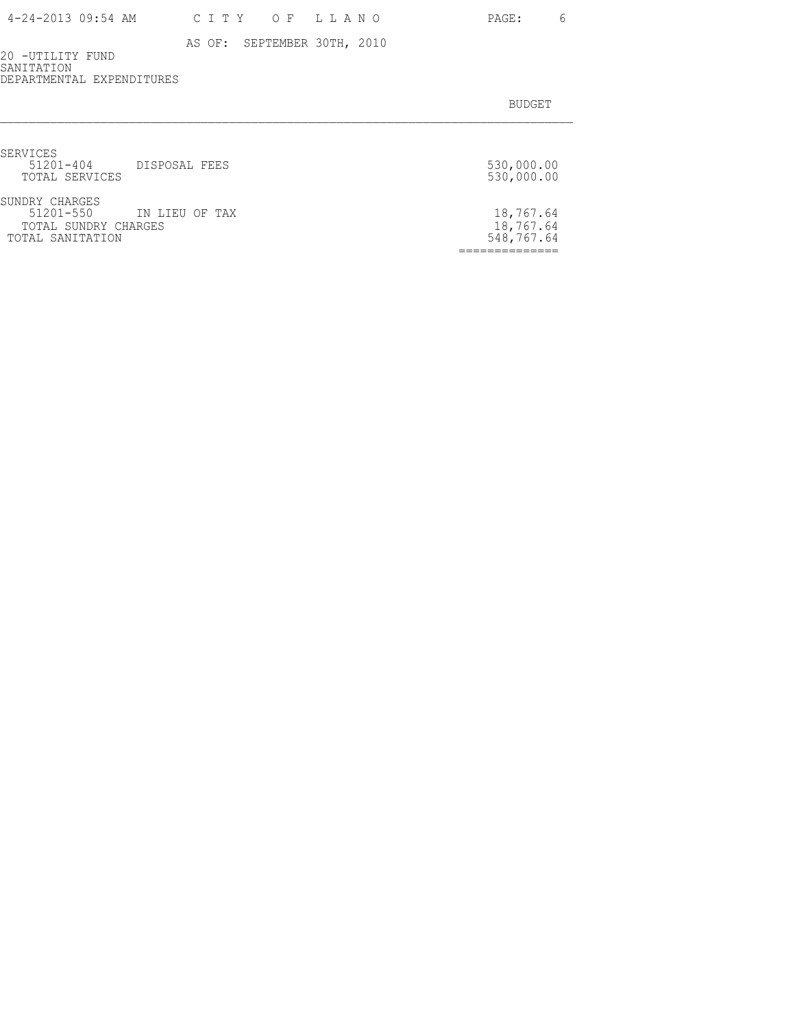AS OF: SEPTEMBER 30TH, 2010

20 -UTILITY FUND
SANITATION
DEPARTMENTAL EXPENDITURES

| | | BUDGET |
|---|---|---|
| SERVICES | | |
| 51201-404 | DISPOSAL FEES | 530,000.00 |
| TOTAL SERVICES | | 530,000.00 |
| SUNDRY CHARGES | | |
| 51201-550 | IN LIEU OF TAX | 18,767.64 |
| TOTAL SUNDRY CHARGES | | 18,767.64 |
| TOTAL SANITATION | | 548,767.64 |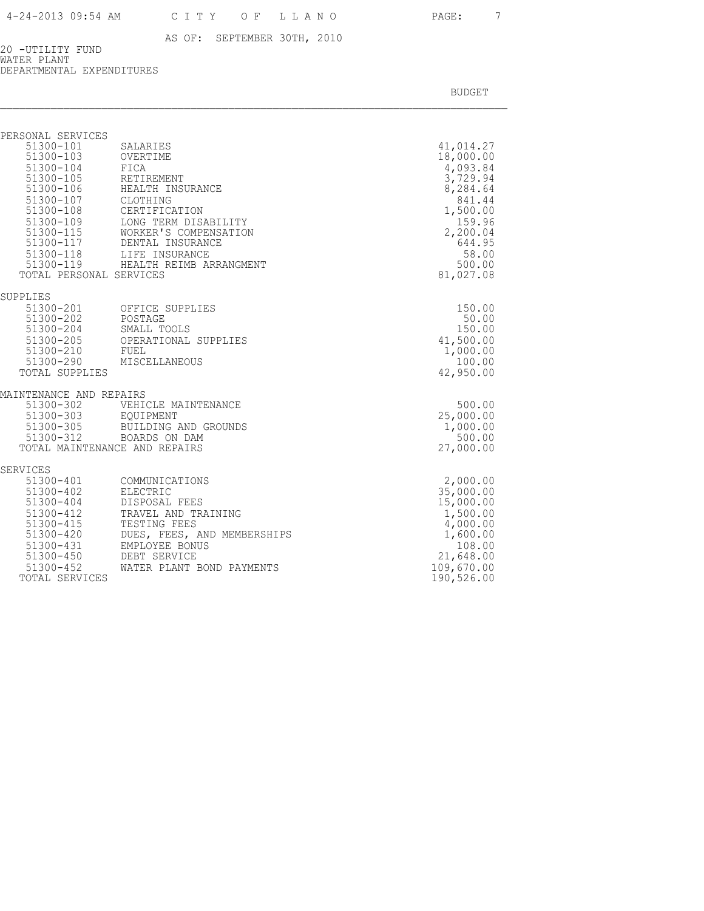AS OF: SEPTEMBER 30TH, 2010

20 -UTILITY FUND
WATER PLANT
DEPARTMENTAL EXPENDITURES

| | | BUDGET |
|---|---|---|
| **PERSONAL SERVICES** | | |
| 51300-101 | SALARIES | 41,014.27 |
| 51300-103 | OVERTIME | 18,000.00 |
| 51300-104 | FICA | 4,093.84 |
| 51300-105 | RETIREMENT | 3,729.94 |
| 51300-106 | HEALTH INSURANCE | 8,284.64 |
| 51300-107 | CLOTHING | 841.44 |
| 51300-108 | CERTIFICATION | 1,500.00 |
| 51300-109 | LONG TERM DISABILITY | 159.96 |
| 51300-115 | WORKER'S COMPENSATION | 2,200.04 |
| 51300-117 | DENTAL INSURANCE | 644.95 |
| 51300-118 | LIFE INSURANCE | 58.00 |
| 51300-119 | HEALTH REIMB ARRANGMENT | 500.00 |
| TOTAL PERSONAL SERVICES | | 81,027.08 |
| **SUPPLIES** | | |
| 51300-201 | OFFICE SUPPLIES | 150.00 |
| 51300-202 | POSTAGE | 50.00 |
| 51300-204 | SMALL TOOLS | 150.00 |
| 51300-205 | OPERATIONAL SUPPLIES | 41,500.00 |
| 51300-210 | FUEL | 1,000.00 |
| 51300-290 | MISCELLANEOUS | 100.00 |
| TOTAL SUPPLIES | | 42,950.00 |
| **MAINTENANCE AND REPAIRS** | | |
| 51300-302 | VEHICLE MAINTENANCE | 500.00 |
| 51300-303 | EQUIPMENT | 25,000.00 |
| 51300-305 | BUILDING AND GROUNDS | 1,000.00 |
| 51300-312 | BOARDS ON DAM | 500.00 |
| TOTAL MAINTENANCE AND REPAIRS | | 27,000.00 |
| **SERVICES** | | |
| 51300-401 | COMMUNICATIONS | 2,000.00 |
| 51300-402 | ELECTRIC | 35,000.00 |
| 51300-404 | DISPOSAL FEES | 15,000.00 |
| 51300-412 | TRAVEL AND TRAINING | 1,500.00 |
| 51300-415 | TESTING FEES | 4,000.00 |
| 51300-420 | DUES, FEES, AND MEMBERSHIPS | 1,600.00 |
| 51300-431 | EMPLOYEE BONUS | 108.00 |
| 51300-450 | DEBT SERVICE | 21,648.00 |
| 51300-452 | WATER PLANT BOND PAYMENTS | 109,670.00 |
| TOTAL SERVICES | | 190,526.00 |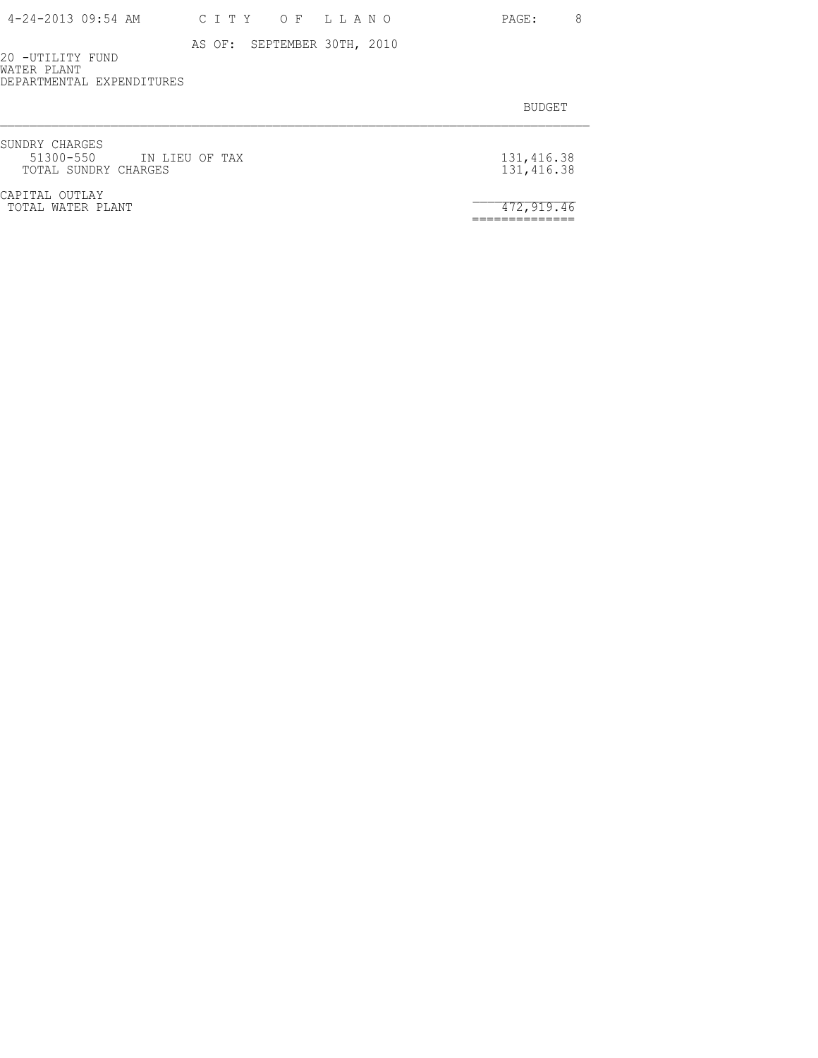AS OF: SEPTEMBER 30TH, 2010

20 -UTILITY FUND
WATER PLANT
DEPARTMENTAL EXPENDITURES

| | BUDGET |
|---|---|
| SUNDRY CHARGES | |
| 51300-550 IN LIEU OF TAX | 131,416.38 |
| TOTAL SUNDRY CHARGES | 131,416.38 |
| CAPITAL OUTLAY | |
| TOTAL WATER PLANT | 472,919.46 |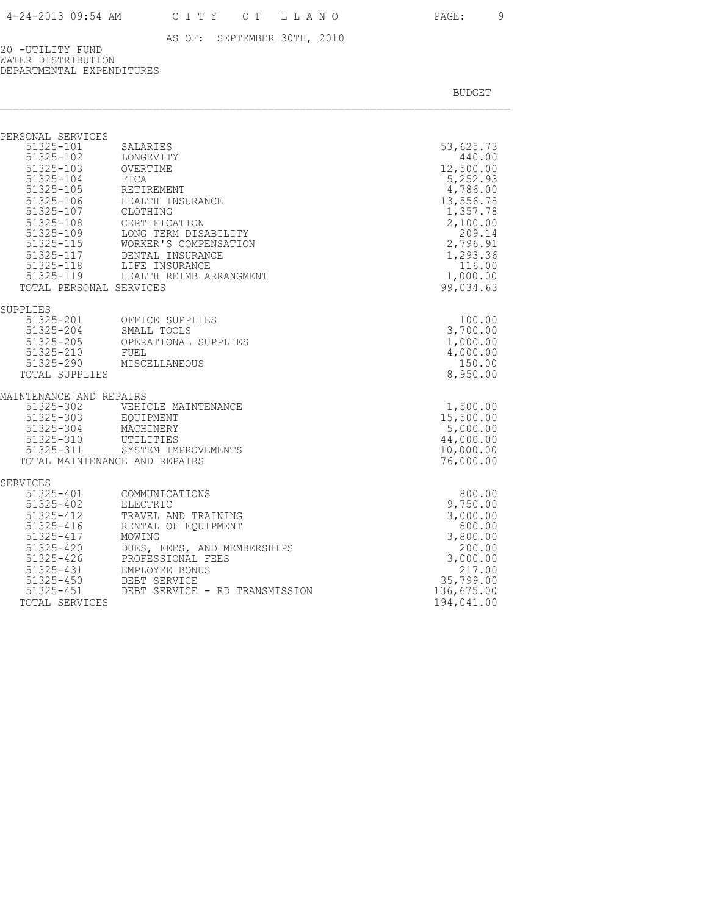AS OF: SEPTEMBER 30TH, 2010

20 -UTILITY FUND
WATER DISTRIBUTION
DEPARTMENTAL EXPENDITURES

| | | BUDGET |
|---|---|---|
| **PERSONAL SERVICES** | | |
| 51325-101 | SALARIES | 53,625.73 |
| 51325-102 | LONGEVITY | 440.00 |
| 51325-103 | OVERTIME | 12,500.00 |
| 51325-104 | FICA | 5,252.93 |
| 51325-105 | RETIREMENT | 4,786.00 |
| 51325-106 | HEALTH INSURANCE | 13,556.78 |
| 51325-107 | CLOTHING | 1,357.78 |
| 51325-108 | CERTIFICATION | 2,100.00 |
| 51325-109 | LONG TERM DISABILITY | 209.14 |
| 51325-115 | WORKER'S COMPENSATION | 2,796.91 |
| 51325-117 | DENTAL INSURANCE | 1,293.36 |
| 51325-118 | LIFE INSURANCE | 116.00 |
| 51325-119 | HEALTH REIMB ARRANGMENT | 1,000.00 |
| TOTAL PERSONAL SERVICES | | 99,034.63 |
| **SUPPLIES** | | |
| 51325-201 | OFFICE SUPPLIES | 100.00 |
| 51325-204 | SMALL TOOLS | 3,700.00 |
| 51325-205 | OPERATIONAL SUPPLIES | 1,000.00 |
| 51325-210 | FUEL | 4,000.00 |
| 51325-290 | MISCELLANEOUS | 150.00 |
| TOTAL SUPPLIES | | 8,950.00 |
| **MAINTENANCE AND REPAIRS** | | |
| 51325-302 | VEHICLE MAINTENANCE | 1,500.00 |
| 51325-303 | EQUIPMENT | 15,500.00 |
| 51325-304 | MACHINERY | 5,000.00 |
| 51325-310 | UTILITIES | 44,000.00 |
| 51325-311 | SYSTEM IMPROVEMENTS | 10,000.00 |
| TOTAL MAINTENANCE AND REPAIRS | | 76,000.00 |
| **SERVICES** | | |
| 51325-401 | COMMUNICATIONS | 800.00 |
| 51325-402 | ELECTRIC | 9,750.00 |
| 51325-412 | TRAVEL AND TRAINING | 3,000.00 |
| 51325-416 | RENTAL OF EQUIPMENT | 800.00 |
| 51325-417 | MOWING | 3,800.00 |
| 51325-420 | DUES, FEES, AND MEMBERSHIPS | 200.00 |
| 51325-426 | PROFESSIONAL FEES | 3,000.00 |
| 51325-431 | EMPLOYEE BONUS | 217.00 |
| 51325-450 | DEBT SERVICE | 35,799.00 |
| 51325-451 | DEBT SERVICE - RD TRANSMISSION | 136,675.00 |
| TOTAL SERVICES | | 194,041.00 |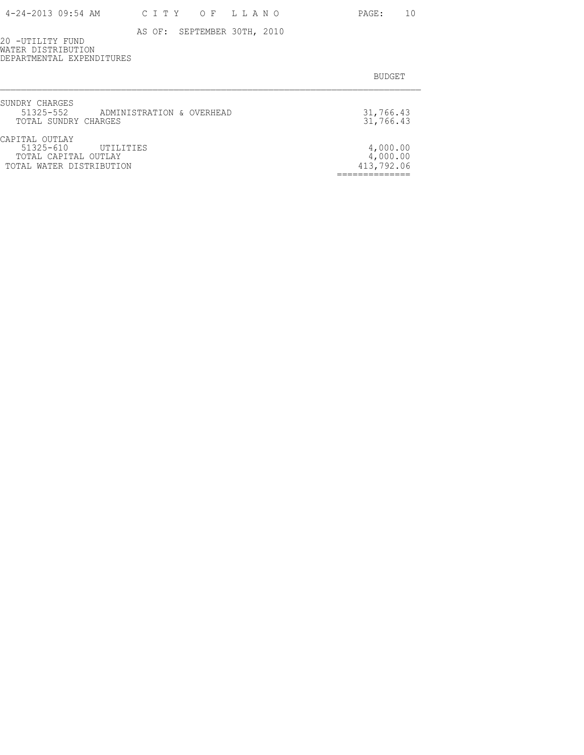AS OF: SEPTEMBER 30TH, 2010

20 -UTILITY FUND
WATER DISTRIBUTION
DEPARTMENTAL EXPENDITURES

| | | BUDGET |
|---|---|---|
| SUNDRY CHARGES | | |
| 51325-552 | ADMINISTRATION & OVERHEAD | 31,766.43 |
| TOTAL SUNDRY CHARGES | | 31,766.43 |
| CAPITAL OUTLAY | | |
| 51325-610 | UTILITIES | 4,000.00 |
| TOTAL CAPITAL OUTLAY | | 4,000.00 |
| TOTAL WATER DISTRIBUTION | | 413,792.06 |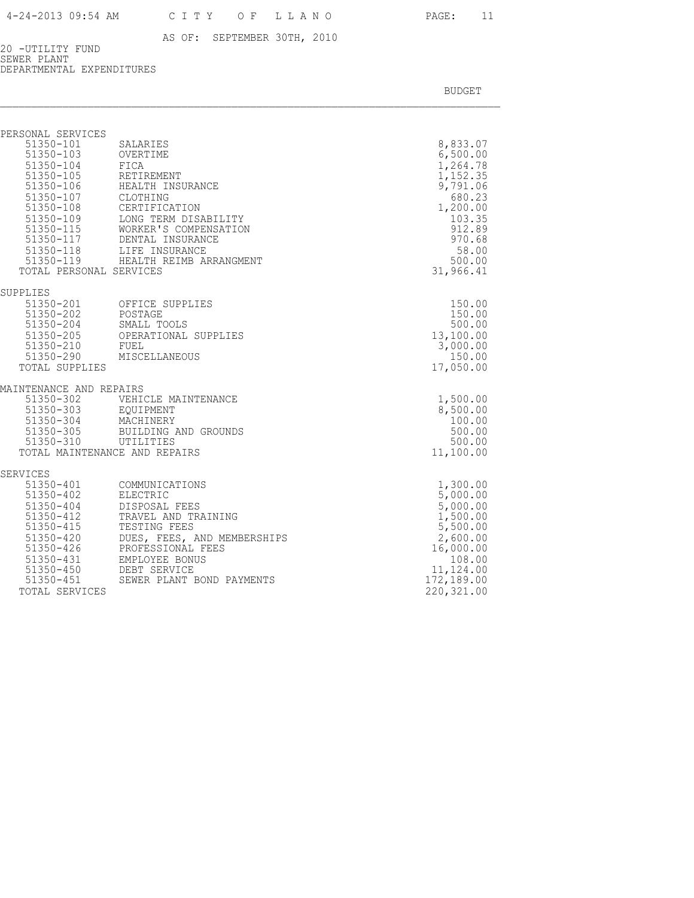AS OF: SEPTEMBER 30TH, 2010

20 -UTILITY FUND
SEWER PLANT
DEPARTMENTAL EXPENDITURES

| | | BUDGET |
|---|---|---|
| **PERSONAL SERVICES** | | |
| 51350-101 | SALARIES | 8,833.07 |
| 51350-103 | OVERTIME | 6,500.00 |
| 51350-104 | FICA | 1,264.78 |
| 51350-105 | RETIREMENT | 1,152.35 |
| 51350-106 | HEALTH INSURANCE | 9,791.06 |
| 51350-107 | CLOTHING | 680.23 |
| 51350-108 | CERTIFICATION | 1,200.00 |
| 51350-109 | LONG TERM DISABILITY | 103.35 |
| 51350-115 | WORKER'S COMPENSATION | 912.89 |
| 51350-117 | DENTAL INSURANCE | 970.68 |
| 51350-118 | LIFE INSURANCE | 58.00 |
| 51350-119 | HEALTH REIMB ARRANGMENT | 500.00 |
| TOTAL PERSONAL SERVICES | | 31,966.41 |
| **SUPPLIES** | | |
| 51350-201 | OFFICE SUPPLIES | 150.00 |
| 51350-202 | POSTAGE | 150.00 |
| 51350-204 | SMALL TOOLS | 500.00 |
| 51350-205 | OPERATIONAL SUPPLIES | 13,100.00 |
| 51350-210 | FUEL | 3,000.00 |
| 51350-290 | MISCELLANEOUS | 150.00 |
| TOTAL SUPPLIES | | 17,050.00 |
| **MAINTENANCE AND REPAIRS** | | |
| 51350-302 | VEHICLE MAINTENANCE | 1,500.00 |
| 51350-303 | EQUIPMENT | 8,500.00 |
| 51350-304 | MACHINERY | 100.00 |
| 51350-305 | BUILDING AND GROUNDS | 500.00 |
| 51350-310 | UTILITIES | 500.00 |
| TOTAL MAINTENANCE AND REPAIRS | | 11,100.00 |
| **SERVICES** | | |
| 51350-401 | COMMUNICATIONS | 1,300.00 |
| 51350-402 | ELECTRIC | 5,000.00 |
| 51350-404 | DISPOSAL FEES | 5,000.00 |
| 51350-412 | TRAVEL AND TRAINING | 1,500.00 |
| 51350-415 | TESTING FEES | 5,500.00 |
| 51350-420 | DUES, FEES, AND MEMBERSHIPS | 2,600.00 |
| 51350-426 | PROFESSIONAL FEES | 16,000.00 |
| 51350-431 | EMPLOYEE BONUS | 108.00 |
| 51350-450 | DEBT SERVICE | 11,124.00 |
| 51350-451 | SEWER PLANT BOND PAYMENTS | 172,189.00 |
| TOTAL SERVICES | | 220,321.00 |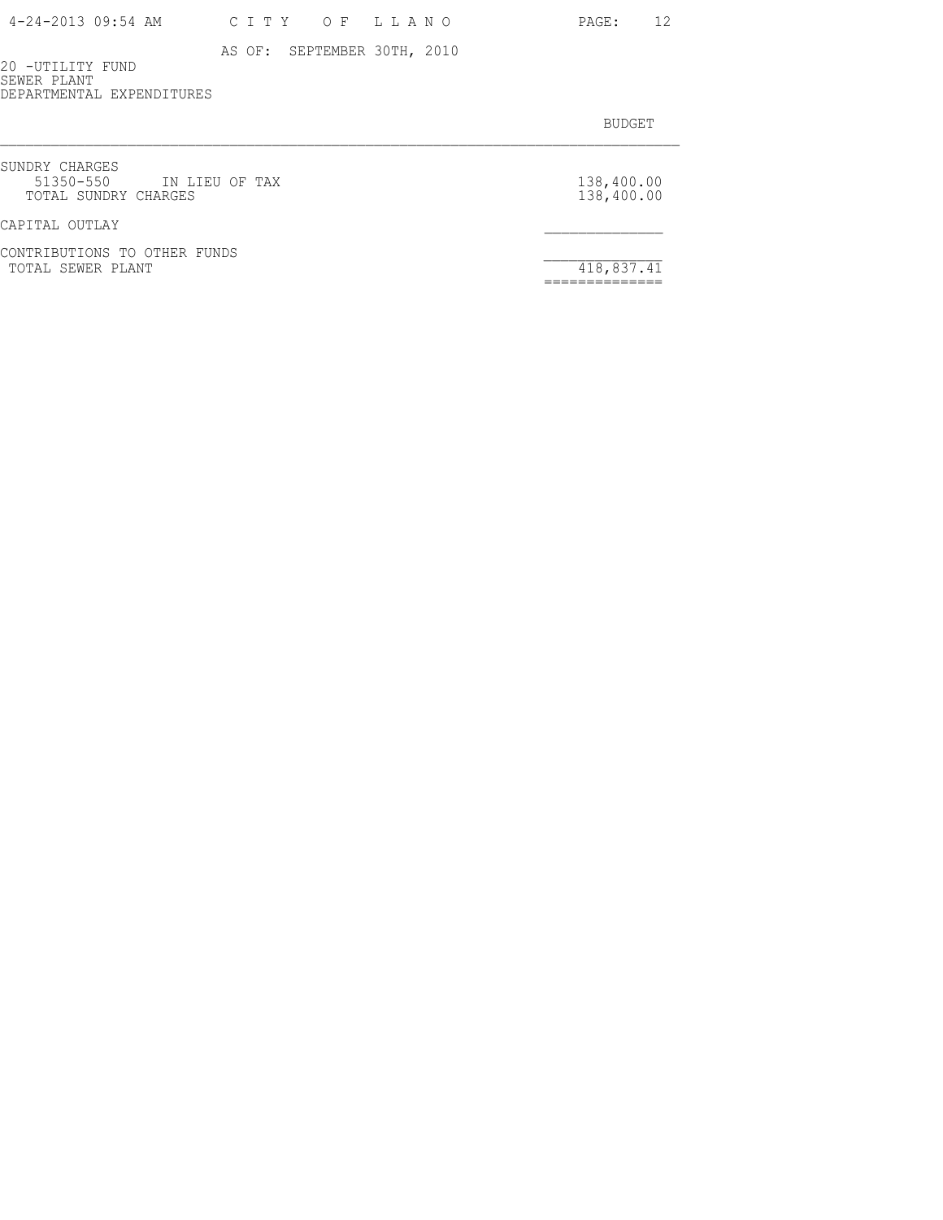AS OF: SEPTEMBER 30TH, 2010

20 -UTILITY FUND
SEWER PLANT
DEPARTMENTAL EXPENDITURES

| | BUDGET |
|---|---|
| SUNDRY CHARGES | |
| 51350-550 IN LIEU OF TAX | 138,400.00 |
| TOTAL SUNDRY CHARGES | 138,400.00 |
| CAPITAL OUTLAY | |
| CONTRIBUTIONS TO OTHER FUNDS | |
| TOTAL SEWER PLANT | 418,837.41 |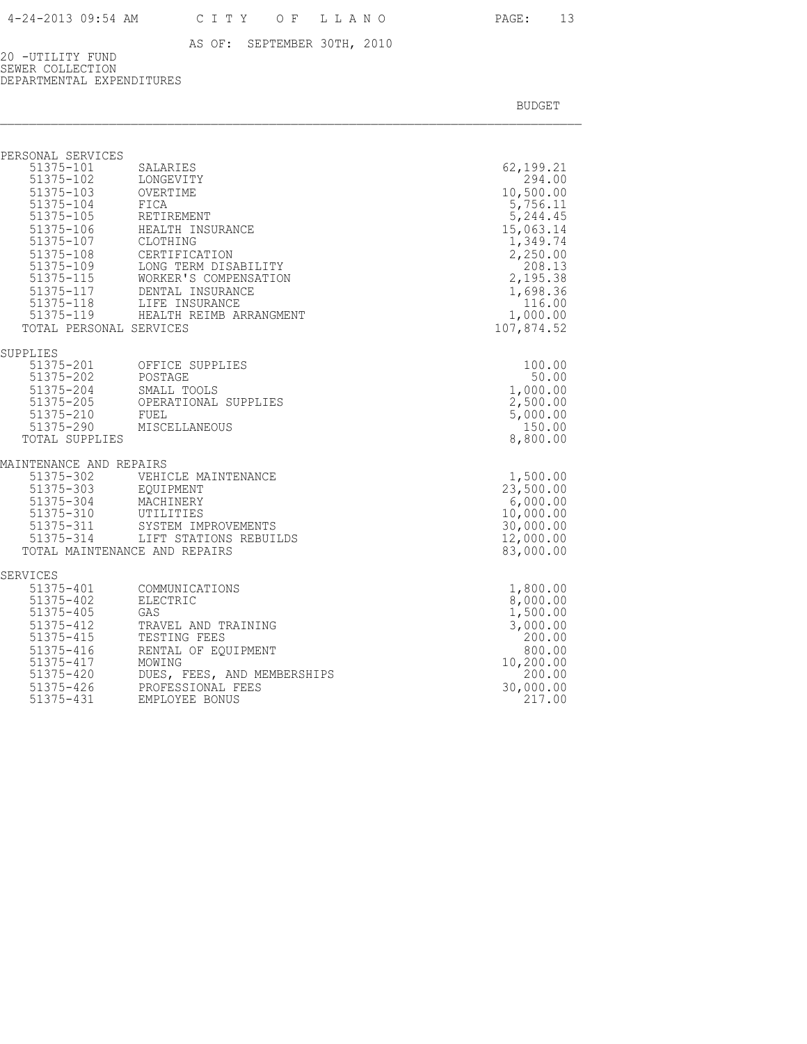AS OF: SEPTEMBER 30TH, 2010

20 -UTILITY FUND
SEWER COLLECTION
DEPARTMENTAL EXPENDITURES

| | | BUDGET |
|---|---|---|
| **PERSONAL SERVICES** | | |
| 51375-101 | SALARIES | 62,199.21 |
| 51375-102 | LONGEVITY | 294.00 |
| 51375-103 | OVERTIME | 10,500.00 |
| 51375-104 | FICA | 5,756.11 |
| 51375-105 | RETIREMENT | 5,244.45 |
| 51375-106 | HEALTH INSURANCE | 15,063.14 |
| 51375-107 | CLOTHING | 1,349.74 |
| 51375-108 | CERTIFICATION | 2,250.00 |
| 51375-109 | LONG TERM DISABILITY | 208.13 |
| 51375-115 | WORKER'S COMPENSATION | 2,195.38 |
| 51375-117 | DENTAL INSURANCE | 1,698.36 |
| 51375-118 | LIFE INSURANCE | 116.00 |
| 51375-119 | HEALTH REIMB ARRANGMENT | 1,000.00 |
| TOTAL PERSONAL SERVICES | | 107,874.52 |
| **SUPPLIES** | | |
| 51375-201 | OFFICE SUPPLIES | 100.00 |
| 51375-202 | POSTAGE | 50.00 |
| 51375-204 | SMALL TOOLS | 1,000.00 |
| 51375-205 | OPERATIONAL SUPPLIES | 2,500.00 |
| 51375-210 | FUEL | 5,000.00 |
| 51375-290 | MISCELLANEOUS | 150.00 |
| TOTAL SUPPLIES | | 8,800.00 |
| **MAINTENANCE AND REPAIRS** | | |
| 51375-302 | VEHICLE MAINTENANCE | 1,500.00 |
| 51375-303 | EQUIPMENT | 23,500.00 |
| 51375-304 | MACHINERY | 6,000.00 |
| 51375-310 | UTILITIES | 10,000.00 |
| 51375-311 | SYSTEM IMPROVEMENTS | 30,000.00 |
| 51375-314 | LIFT STATIONS REBUILDS | 12,000.00 |
| TOTAL MAINTENANCE AND REPAIRS | | 83,000.00 |
| **SERVICES** | | |
| 51375-401 | COMMUNICATIONS | 1,800.00 |
| 51375-402 | ELECTRIC | 8,000.00 |
| 51375-405 | GAS | 1,500.00 |
| 51375-412 | TRAVEL AND TRAINING | 3,000.00 |
| 51375-415 | TESTING FEES | 200.00 |
| 51375-416 | RENTAL OF EQUIPMENT | 800.00 |
| 51375-417 | MOWING | 10,200.00 |
| 51375-420 | DUES, FEES, AND MEMBERSHIPS | 200.00 |
| 51375-426 | PROFESSIONAL FEES | 30,000.00 |
| 51375-431 | EMPLOYEE BONUS | 217.00 |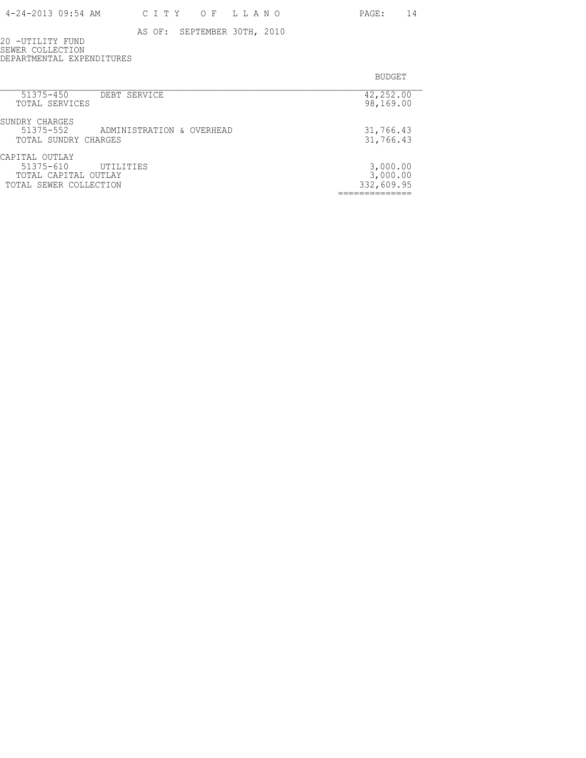AS OF: SEPTEMBER 30TH, 2010

20 -UTILITY FUND
SEWER COLLECTION
DEPARTMENTAL EXPENDITURES

| | | BUDGET |
|---|---|---|
| 51375-450 | DEBT SERVICE | 42,252.00 |
| TOTAL SERVICES | | 98,169.00 |
| SUNDRY CHARGES | | |
| 51375-552 | ADMINISTRATION & OVERHEAD | 31,766.43 |
| TOTAL SUNDRY CHARGES | | 31,766.43 |
| CAPITAL OUTLAY | | |
| 51375-610 | UTILITIES | 3,000.00 |
| TOTAL CAPITAL OUTLAY | | 3,000.00 |
| TOTAL SEWER COLLECTION | | 332,609.95 |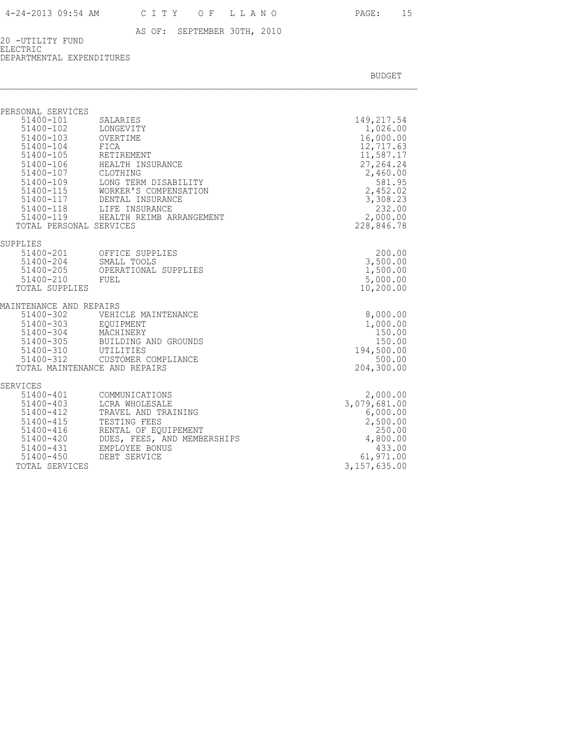AS OF: SEPTEMBER 30TH, 2010

20 -UTILITY FUND
ELECTRIC
DEPARTMENTAL EXPENDITURES

| | | BUDGET |
|---|---|---|
| **PERSONAL SERVICES** | | |
| 51400-101 | SALARIES | 149,217.54 |
| 51400-102 | LONGEVITY | 1,026.00 |
| 51400-103 | OVERTIME | 16,000.00 |
| 51400-104 | FICA | 12,717.63 |
| 51400-105 | RETIREMENT | 11,587.17 |
| 51400-106 | HEALTH INSURANCE | 27,264.24 |
| 51400-107 | CLOTHING | 2,460.00 |
| 51400-109 | LONG TERM DISABILITY | 581.95 |
| 51400-115 | WORKER'S COMPENSATION | 2,452.02 |
| 51400-117 | DENTAL INSURANCE | 3,308.23 |
| 51400-118 | LIFE INSURANCE | 232.00 |
| 51400-119 | HEALTH REIMB ARRANGEMENT | 2,000.00 |
| TOTAL PERSONAL SERVICES | | 228,846.78 |
| **SUPPLIES** | | |
| 51400-201 | OFFICE SUPPLIES | 200.00 |
| 51400-204 | SMALL TOOLS | 3,500.00 |
| 51400-205 | OPERATIONAL SUPPLIES | 1,500.00 |
| 51400-210 | FUEL | 5,000.00 |
| TOTAL SUPPLIES | | 10,200.00 |
| **MAINTENANCE AND REPAIRS** | | |
| 51400-302 | VEHICLE MAINTENANCE | 8,000.00 |
| 51400-303 | EQUIPMENT | 1,000.00 |
| 51400-304 | MACHINERY | 150.00 |
| 51400-305 | BUILDING AND GROUNDS | 150.00 |
| 51400-310 | UTILITIES | 194,500.00 |
| 51400-312 | CUSTOMER COMPLIANCE | 500.00 |
| TOTAL MAINTENANCE AND REPAIRS | | 204,300.00 |
| **SERVICES** | | |
| 51400-401 | COMMUNICATIONS | 2,000.00 |
| 51400-403 | LCRA WHOLESALE | 3,079,681.00 |
| 51400-412 | TRAVEL AND TRAINING | 6,000.00 |
| 51400-415 | TESTING FEES | 2,500.00 |
| 51400-416 | RENTAL OF EQUIPEMENT | 250.00 |
| 51400-420 | DUES, FEES, AND MEMBERSHIPS | 4,800.00 |
| 51400-431 | EMPLOYEE BONUS | 433.00 |
| 51400-450 | DEBT SERVICE | 61,971.00 |
| TOTAL SERVICES | | 3,157,635.00 |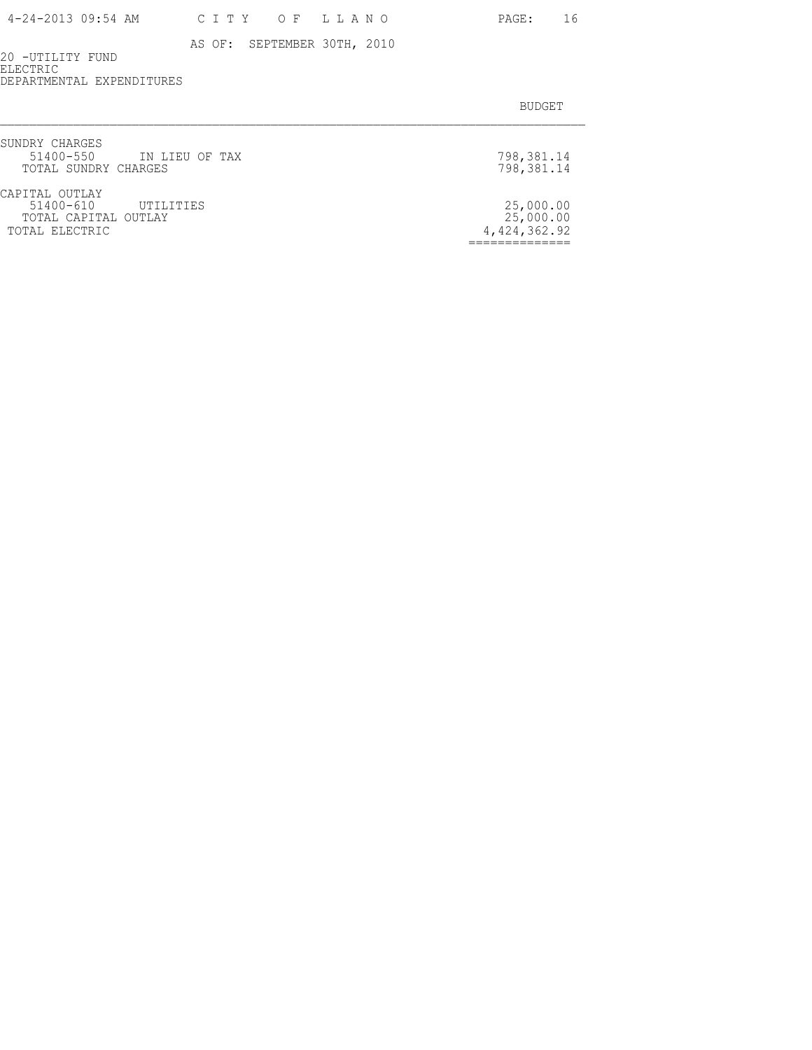AS OF: SEPTEMBER 30TH, 2010

20 -UTILITY FUND
ELECTRIC
DEPARTMENTAL EXPENDITURES

| | | BUDGET |
|---|---|---|
| SUNDRY CHARGES | | |
| 51400-550 | IN LIEU OF TAX | 798,381.14 |
| TOTAL SUNDRY CHARGES | | 798,381.14 |
| CAPITAL OUTLAY | | |
| 51400-610 | UTILITIES | 25,000.00 |
| TOTAL CAPITAL OUTLAY | | 25,000.00 |
| TOTAL ELECTRIC | | 4,424,362.92 |
| | | ============= |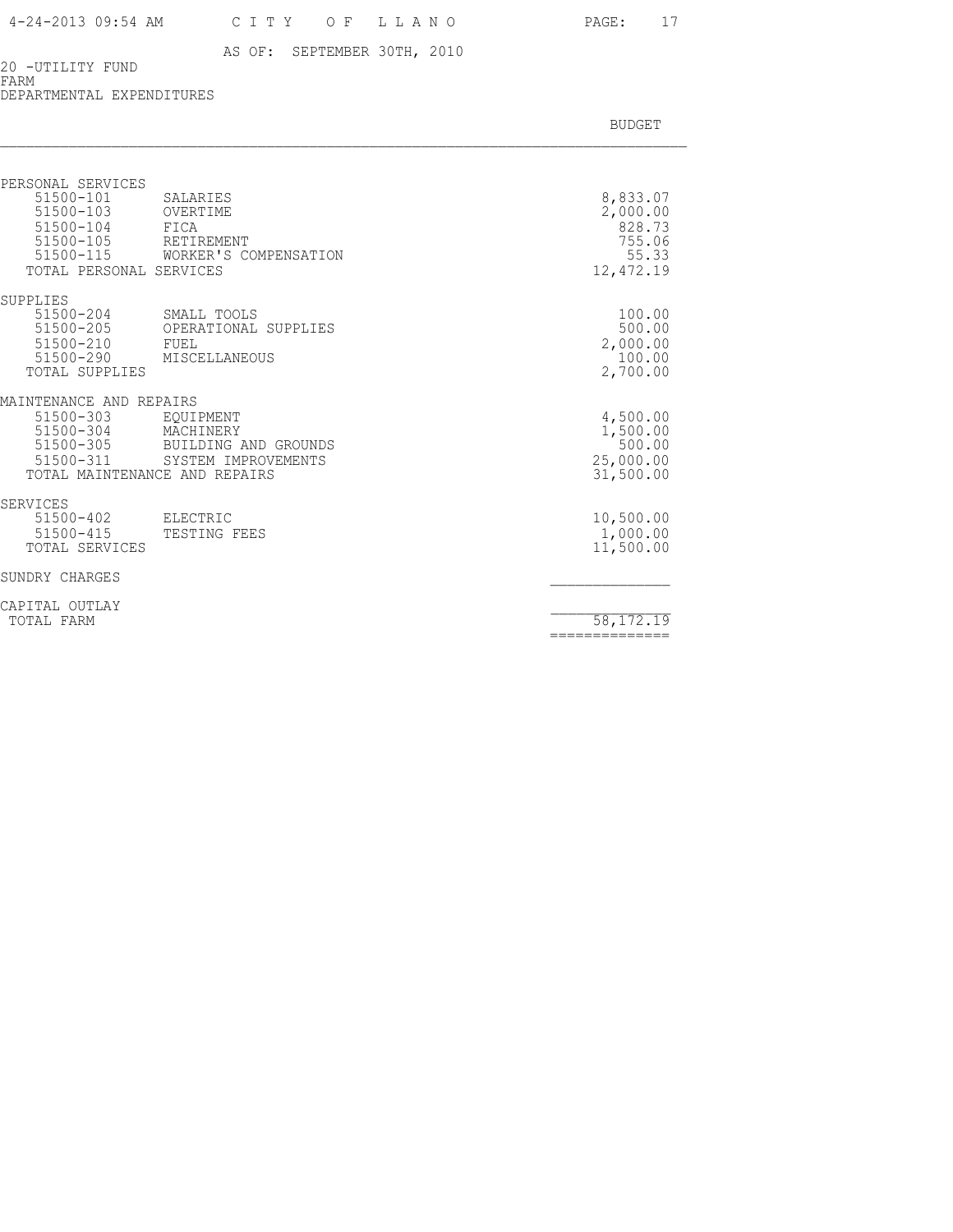AS OF: SEPTEMBER 30TH, 2010

20 -UTILITY FUND
FARM
DEPARTMENTAL EXPENDITURES

| | | BUDGET |
|---|---|---|
| **PERSONAL SERVICES** | | |
| 51500-101 | SALARIES | 8,833.07 |
| 51500-103 | OVERTIME | 2,000.00 |
| 51500-104 | FICA | 828.73 |
| 51500-105 | RETIREMENT | 755.06 |
| 51500-115 | WORKER'S COMPENSATION | 55.33 |
| TOTAL PERSONAL SERVICES | | 12,472.19 |
| **SUPPLIES** | | |
| 51500-204 | SMALL TOOLS | 100.00 |
| 51500-205 | OPERATIONAL SUPPLIES | 500.00 |
| 51500-210 | FUEL | 2,000.00 |
| 51500-290 | MISCELLANEOUS | 100.00 |
| TOTAL SUPPLIES | | 2,700.00 |
| **MAINTENANCE AND REPAIRS** | | |
| 51500-303 | EQUIPMENT | 4,500.00 |
| 51500-304 | MACHINERY | 1,500.00 |
| 51500-305 | BUILDING AND GROUNDS | 500.00 |
| 51500-311 | SYSTEM IMPROVEMENTS | 25,000.00 |
| TOTAL MAINTENANCE AND REPAIRS | | 31,500.00 |
| **SERVICES** | | |
| 51500-402 | ELECTRIC | 10,500.00 |
| 51500-415 | TESTING FEES | 1,000.00 |
| TOTAL SERVICES | | 11,500.00 |
| **SUNDRY CHARGES** | | |
| **CAPITAL OUTLAY** | | |
| TOTAL FARM | | 58,172.19 |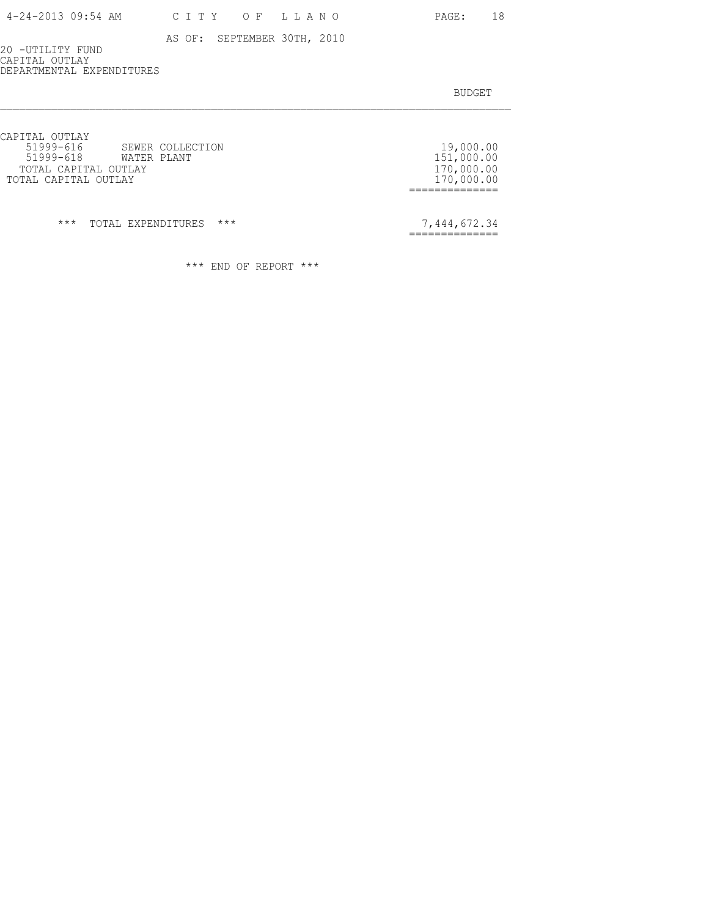AS OF: SEPTEMBER 30TH, 2010

20 -UTILITY FUND
CAPITAL OUTLAY
DEPARTMENTAL EXPENDITURES

| | | BUDGET |
|---|---|---|
| CAPITAL OUTLAY | | |
| 51999-616 | SEWER COLLECTION | 19,000.00 |
| 51999-618 | WATER PLANT | 151,000.00 |
| TOTAL CAPITAL OUTLAY | | 170,000.00 |
| TOTAL CAPITAL OUTLAY | | 170,000.00 |
| *** TOTAL EXPENDITURES *** | | 7,444,672.34 |

*** END OF REPORT ***